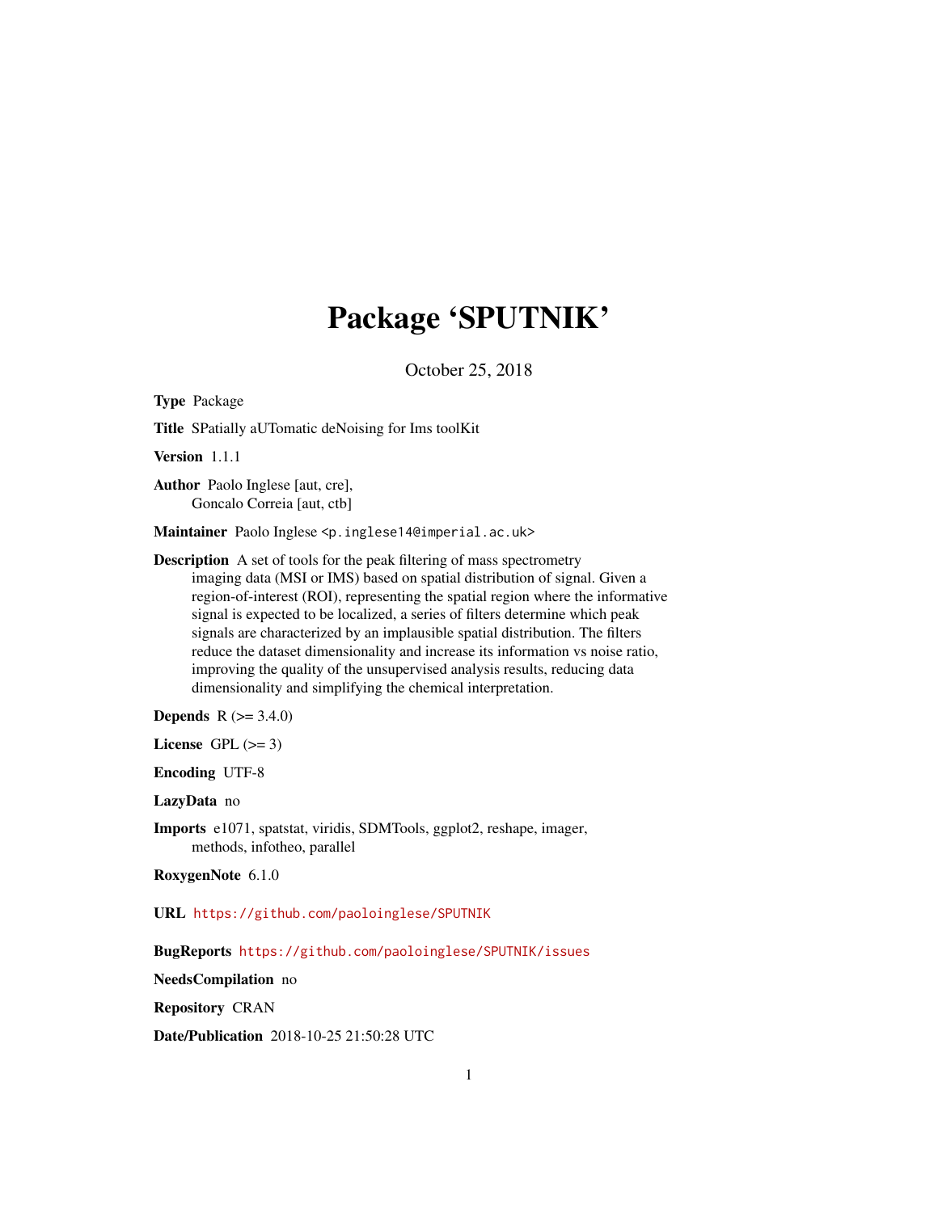# Package 'SPUTNIK'

October 25, 2018

**Type** Package

**Title** SPatially aUTomatic deNoising for Ims toolKit

**Version** 1.1.1

**Author** Paolo Inglese [aut, cre],
Goncalo Correia [aut, ctb]

**Maintainer** Paolo Inglese <p.inglese14@imperial.ac.uk>

**Description** A set of tools for the peak filtering of mass spectrometry imaging data (MSI or IMS) based on spatial distribution of signal. Given a region-of-interest (ROI), representing the spatial region where the informative signal is expected to be localized, a series of filters determine which peak signals are characterized by an implausible spatial distribution. The filters reduce the dataset dimensionality and increase its information vs noise ratio, improving the quality of the unsupervised analysis results, reducing data dimensionality and simplifying the chemical interpretation.

**Depends** R (>= 3.4.0)

**License** GPL (>= 3)

**Encoding** UTF-8

**LazyData** no

**Imports** e1071, spatstat, viridis, SDMTools, ggplot2, reshape, imager, methods, infotheo, parallel

**RoxygenNote** 6.1.0

**URL** https://github.com/paoloinglese/SPUTNIK

**BugReports** https://github.com/paoloinglese/SPUTNIK/issues

**NeedsCompilation** no

**Repository** CRAN

**Date/Publication** 2018-10-25 21:50:28 UTC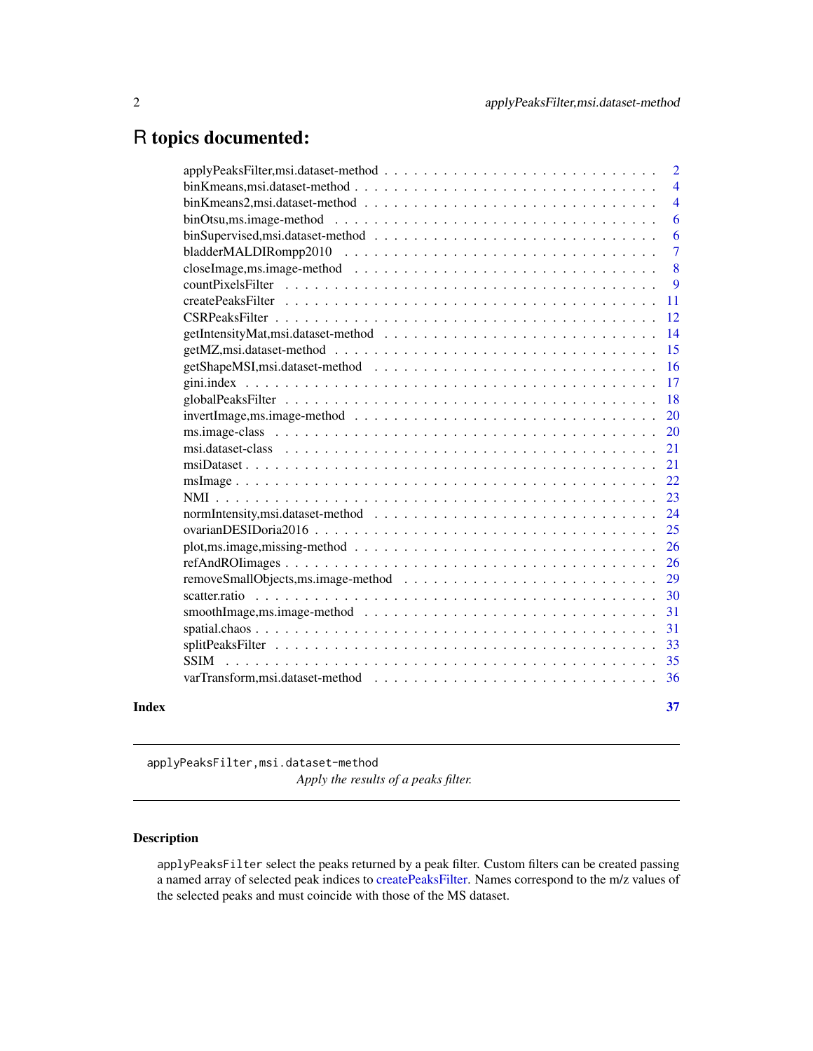# R topics documented:

| | |
|---|---|
| applyPeaksFilter,msi.dataset-method | 2 |
| binKmeans,msi.dataset-method | 4 |
| binKmeans2,msi.dataset-method | 4 |
| binOtsu,ms.image-method | 6 |
| binSupervised,msi.dataset-method | 6 |
| bladderMALDIRompp2010 | 7 |
| closeImage,ms.image-method | 8 |
| countPixelsFilter | 9 |
| createPeaksFilter | 11 |
| CSRPeaksFilter | 12 |
| getIntensityMat,msi.dataset-method | 14 |
| getMZ,msi.dataset-method | 15 |
| getShapeMSI,msi.dataset-method | 16 |
| gini.index | 17 |
| globalPeaksFilter | 18 |
| invertImage,ms.image-method | 20 |
| ms.image-class | 20 |
| msi.dataset-class | 21 |
| msiDataset | 21 |
| msImage | 22 |
| NMI | 23 |
| normIntensity,msi.dataset-method | 24 |
| ovarianDESIDoria2016 | 25 |
| plot,ms.image,missing-method | 26 |
| refAndROIimages | 26 |
| removeSmallObjects,ms.image-method | 29 |
| scatter.ratio | 30 |
| smoothImage,ms.image-method | 31 |
| spatial.chaos | 31 |
| splitPeaksFilter | 33 |
| SSIM | 35 |
| varTransform,msi.dataset-method | 36 |
| **Index** | **37** |

---

`applyPeaksFilter,msi.dataset-method`
*Apply the results of a peaks filter.*

---

### Description

`applyPeaksFilter` select the peaks returned by a peak filter. Custom filters can be created passing a named array of selected peak indices to createPeaksFilter. Names correspond to the m/z values of the selected peaks and must coincide with those of the MS dataset.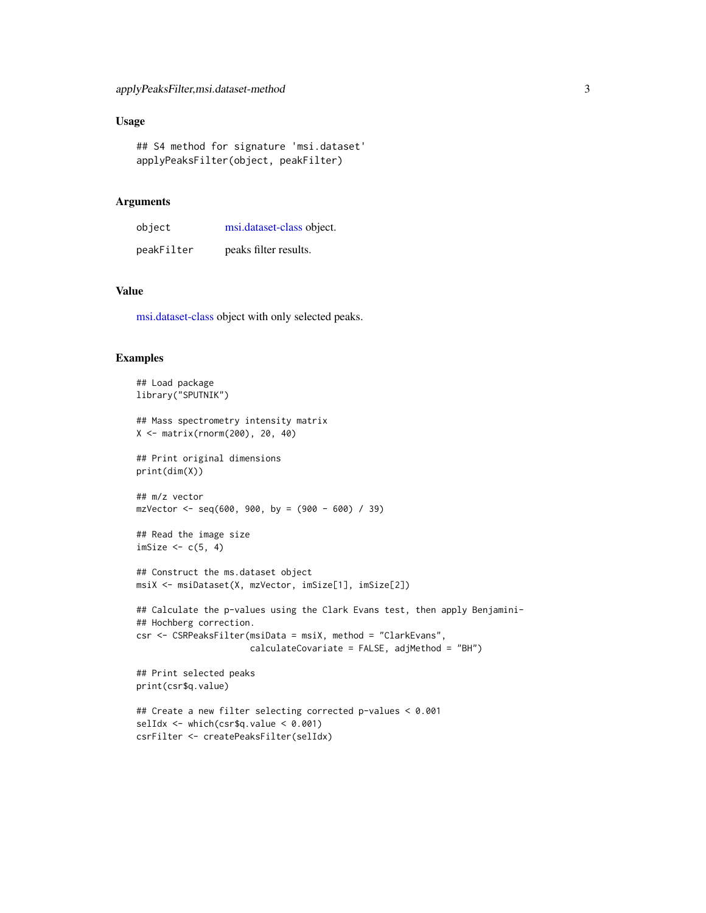### Usage

```
## S4 method for signature 'msi.dataset'
applyPeaksFilter(object, peakFilter)
```

### Arguments

| | |
|---|---|
| `object` | msi.dataset-class object. |
| `peakFilter` | peaks filter results. |

### Value

msi.dataset-class object with only selected peaks.

### Examples

```
## Load package
library("SPUTNIK")

## Mass spectrometry intensity matrix
X <- matrix(rnorm(200), 20, 40)

## Print original dimensions
print(dim(X))

## m/z vector
mzVector <- seq(600, 900, by = (900 - 600) / 39)

## Read the image size
imSize <- c(5, 4)

## Construct the ms.dataset object
msiX <- msiDataset(X, mzVector, imSize[1], imSize[2])

## Calculate the p-values using the Clark Evans test, then apply Benjamini-
## Hochberg correction.
csr <- CSRPeaksFilter(msiData = msiX, method = "ClarkEvans",
                      calculateCovariate = FALSE, adjMethod = "BH")

## Print selected peaks
print(csr$q.value)

## Create a new filter selecting corrected p-values < 0.001
selIdx <- which(csr$q.value < 0.001)
csrFilter <- createPeaksFilter(selIdx)
```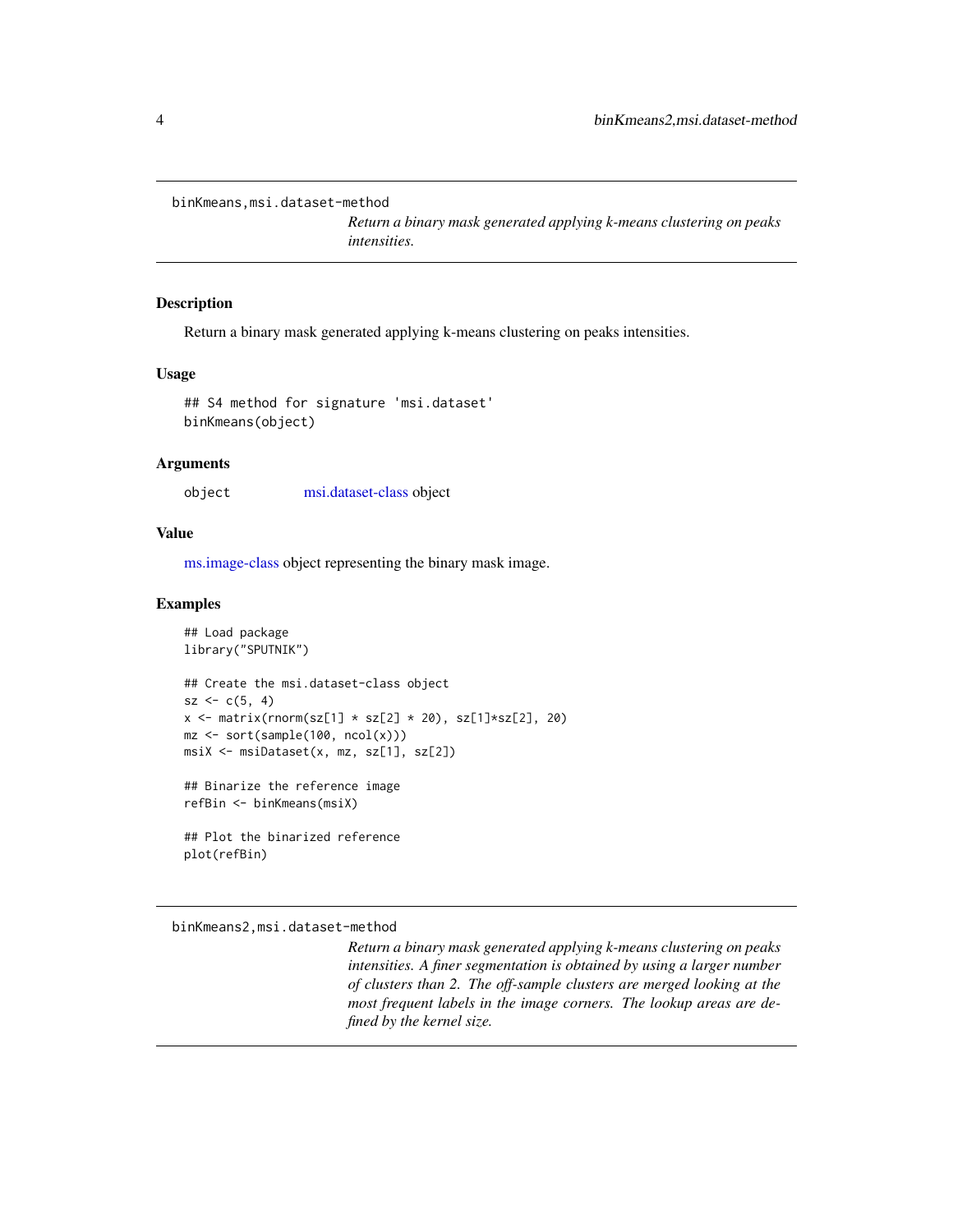## binKmeans,msi.dataset-method

*Return a binary mask generated applying k-means clustering on peaks intensities.*

### Description

Return a binary mask generated applying k-means clustering on peaks intensities.

### Usage

```
## S4 method for signature 'msi.dataset'
binKmeans(object)
```

### Arguments

| | |
|---|---|
| object | msi.dataset-class object |

### Value

ms.image-class object representing the binary mask image.

### Examples

```
## Load package
library("SPUTNIK")

## Create the msi.dataset-class object
sz <- c(5, 4)
x <- matrix(rnorm(sz[1] * sz[2] * 20), sz[1]*sz[2], 20)
mz <- sort(sample(100, ncol(x)))
msiX <- msiDataset(x, mz, sz[1], sz[2])

## Binarize the reference image
refBin <- binKmeans(msiX)

## Plot the binarized reference
plot(refBin)
```

## binKmeans2,msi.dataset-method

*Return a binary mask generated applying k-means clustering on peaks intensities. A finer segmentation is obtained by using a larger number of clusters than 2. The off-sample clusters are merged looking at the most frequent labels in the image corners. The lookup areas are defined by the kernel size.*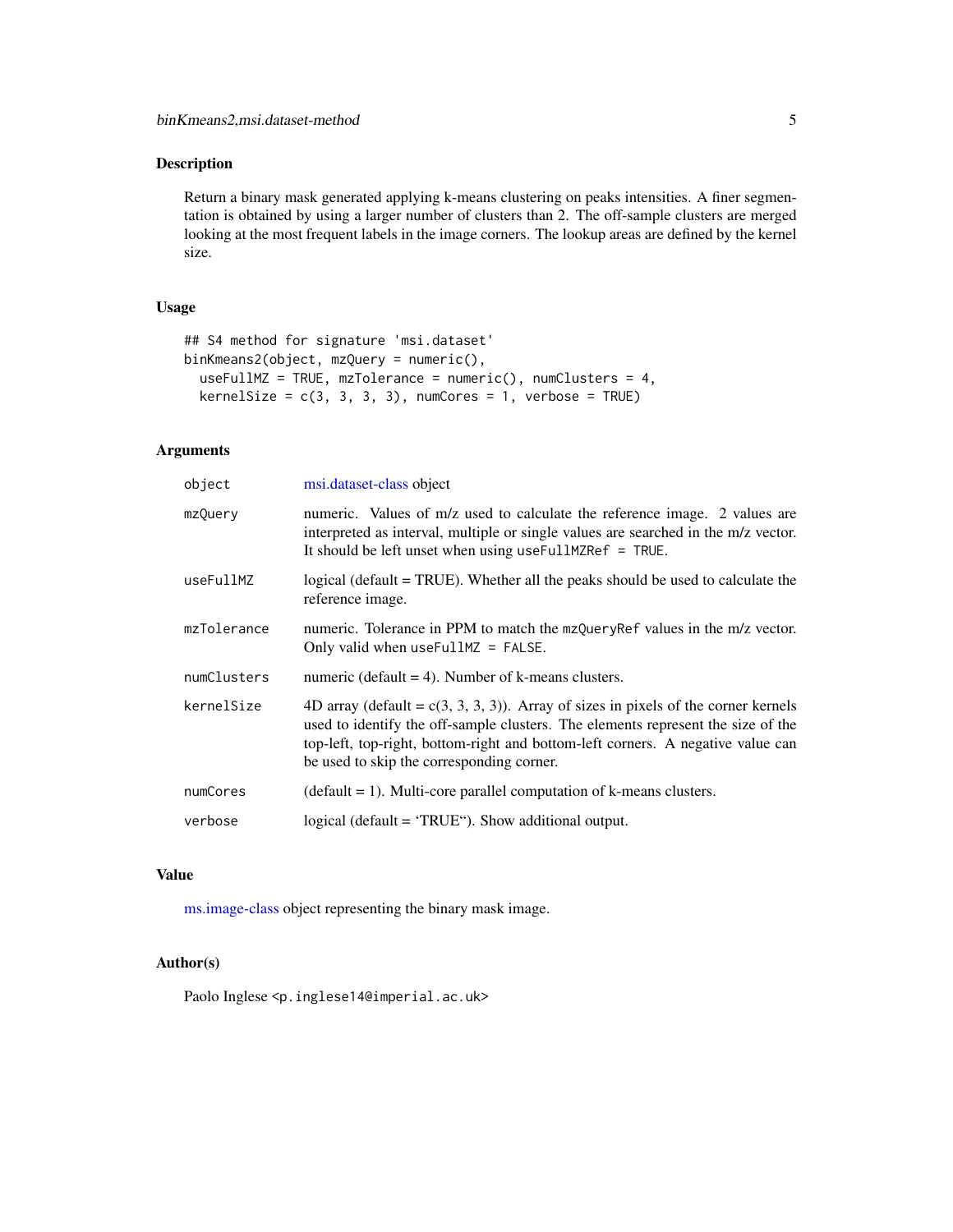## Description

Return a binary mask generated applying k-means clustering on peaks intensities. A finer segmentation is obtained by using a larger number of clusters than 2. The off-sample clusters are merged looking at the most frequent labels in the image corners. The lookup areas are defined by the kernel size.

## Usage

```
## S4 method for signature 'msi.dataset'
binKmeans2(object, mzQuery = numeric(),
  useFullMZ = TRUE, mzTolerance = numeric(), numClusters = 4,
  kernelSize = c(3, 3, 3, 3), numCores = 1, verbose = TRUE)
```

## Arguments

| | |
|---|---|
| `object` | msi.dataset-class object |
| `mzQuery` | numeric. Values of m/z used to calculate the reference image. 2 values are interpreted as interval, multiple or single values are searched in the m/z vector. It should be left unset when using `useFullMZRef = TRUE`. |
| `useFullMZ` | logical (default = TRUE). Whether all the peaks should be used to calculate the reference image. |
| `mzTolerance` | numeric. Tolerance in PPM to match the `mzQueryRef` values in the m/z vector. Only valid when `useFullMZ = FALSE`. |
| `numClusters` | numeric (default = 4). Number of k-means clusters. |
| `kernelSize` | 4D array (default = c(3, 3, 3, 3)). Array of sizes in pixels of the corner kernels used to identify the off-sample clusters. The elements represent the size of the top-left, top-right, bottom-right and bottom-left corners. A negative value can be used to skip the corresponding corner. |
| `numCores` | (default = 1). Multi-core parallel computation of k-means clusters. |
| `verbose` | logical (default = 'TRUE"). Show additional output. |

## Value

ms.image-class object representing the binary mask image.

## Author(s)

Paolo Inglese <p.inglese14@imperial.ac.uk>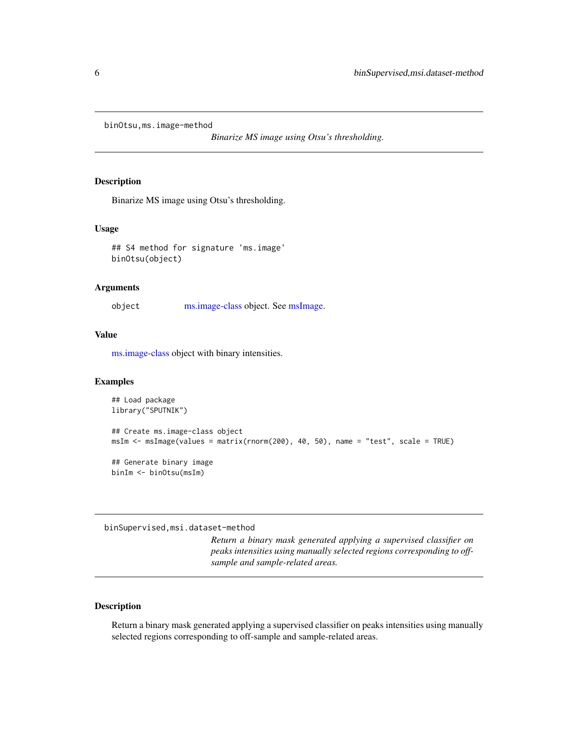## binOtsu,ms.image-method

*Binarize MS image using Otsu's thresholding.*

### Description

Binarize MS image using Otsu's thresholding.

### Usage

```
## S4 method for signature 'ms.image'
binOtsu(object)
```

### Arguments

| | |
|---|---|
| object | ms.image-class object. See msImage. |

### Value

ms.image-class object with binary intensities.

### Examples

```
## Load package
library("SPUTNIK")

## Create ms.image-class object
msIm <- msImage(values = matrix(rnorm(200), 40, 50), name = "test", scale = TRUE)

## Generate binary image
binIm <- binOtsu(msIm)
```

## binSupervised,msi.dataset-method

*Return a binary mask generated applying a supervised classifier on peaks intensities using manually selected regions corresponding to off-sample and sample-related areas.*

### Description

Return a binary mask generated applying a supervised classifier on peaks intensities using manually selected regions corresponding to off-sample and sample-related areas.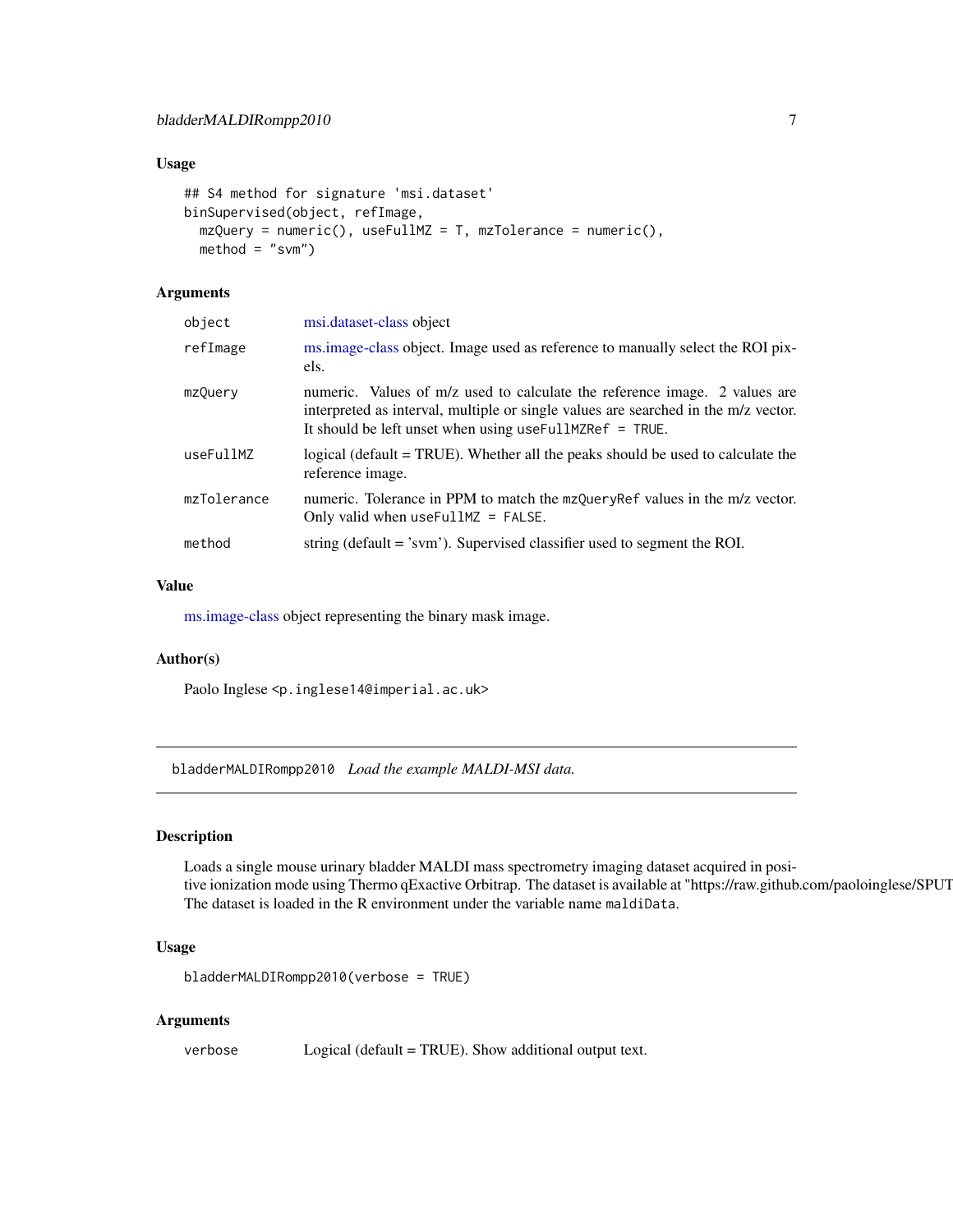## Usage

```
## S4 method for signature 'msi.dataset'
binSupervised(object, refImage,
  mzQuery = numeric(), useFullMZ = T, mzTolerance = numeric(),
  method = "svm")
```

## Arguments

| | |
|---|---|
| `object` | msi.dataset-class object |
| `refImage` | ms.image-class object. Image used as reference to manually select the ROI pixels. |
| `mzQuery` | numeric. Values of m/z used to calculate the reference image. 2 values are interpreted as interval, multiple or single values are searched in the m/z vector. It should be left unset when using `useFullMZRef = TRUE`. |
| `useFullMZ` | logical (default = TRUE). Whether all the peaks should be used to calculate the reference image. |
| `mzTolerance` | numeric. Tolerance in PPM to match the `mzQueryRef` values in the m/z vector. Only valid when `useFullMZ = FALSE`. |
| `method` | string (default = 'svm'). Supervised classifier used to segment the ROI. |

## Value

ms.image-class object representing the binary mask image.

## Author(s)

Paolo Inglese <p.inglese14@imperial.ac.uk>

---

# bladderMALDIRompp2010 *Load the example MALDI-MSI data.*

## Description

Loads a single mouse urinary bladder MALDI mass spectrometry imaging dataset acquired in positive ionization mode using Thermo qExactive Orbitrap. The dataset is available at "https://raw.github.com/paoloinglese/SPUT
The dataset is loaded in the R environment under the variable name `maldiData`.

## Usage

```
bladderMALDIRompp2010(verbose = TRUE)
```

## Arguments

| | |
|---|---|
| `verbose` | Logical (default = TRUE). Show additional output text. |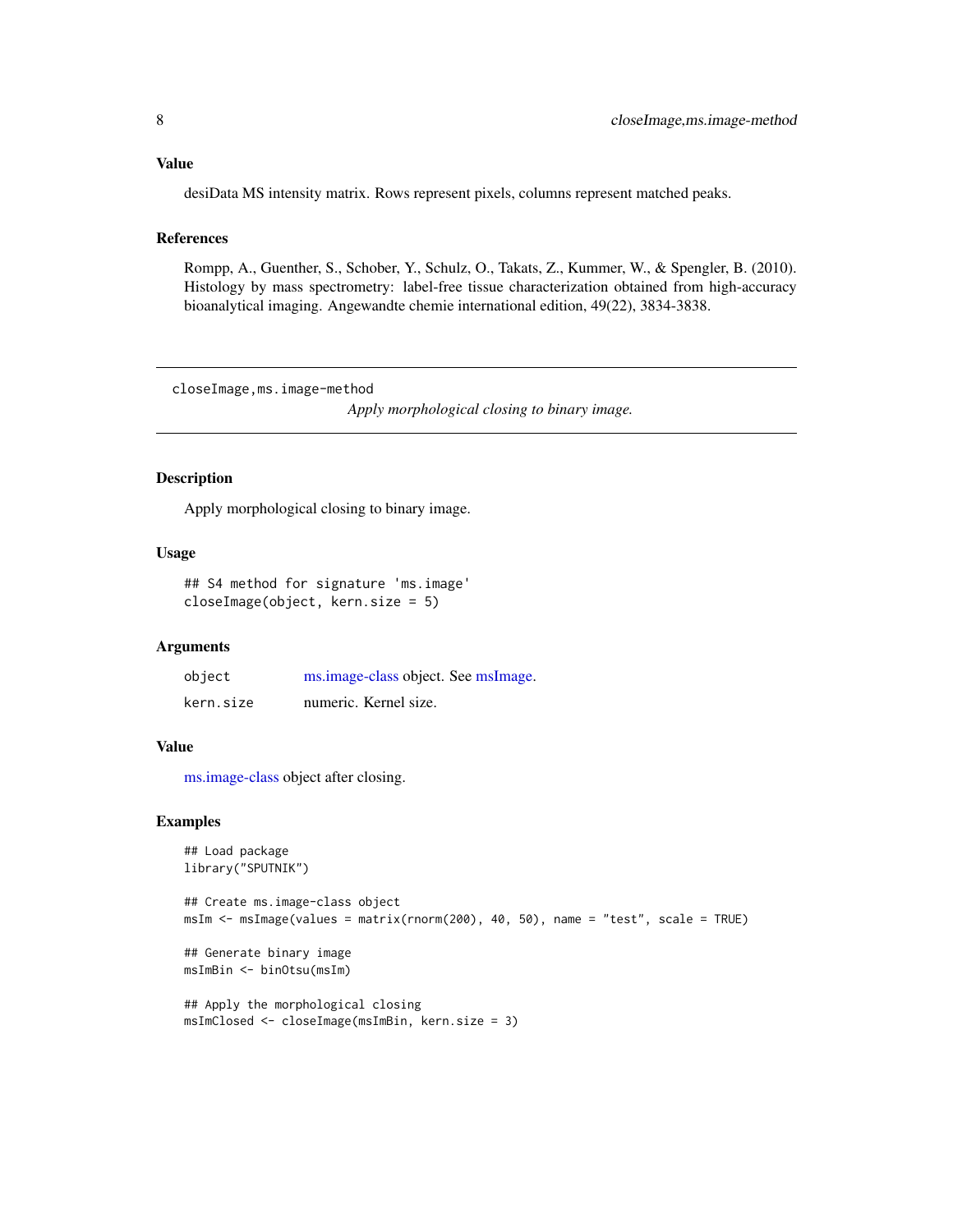## Value

desiData MS intensity matrix. Rows represent pixels, columns represent matched peaks.

## References

Rompp, A., Guenther, S., Schober, Y., Schulz, O., Takats, Z., Kummer, W., & Spengler, B. (2010). Histology by mass spectrometry: label-free tissue characterization obtained from high-accuracy bioanalytical imaging. Angewandte chemie international edition, 49(22), 3834-3838.

---

# closeImage,ms.image-method

*Apply morphological closing to binary image.*

---

## Description

Apply morphological closing to binary image.

## Usage

```
## S4 method for signature 'ms.image'
closeImage(object, kern.size = 5)
```

## Arguments

| | |
|---|---|
| `object` | ms.image-class object. See msImage. |
| `kern.size` | numeric. Kernel size. |

## Value

ms.image-class object after closing.

## Examples

```
## Load package
library("SPUTNIK")

## Create ms.image-class object
msIm <- msImage(values = matrix(rnorm(200), 40, 50), name = "test", scale = TRUE)

## Generate binary image
msImBin <- binOtsu(msIm)

## Apply the morphological closing
msImClosed <- closeImage(msImBin, kern.size = 3)
```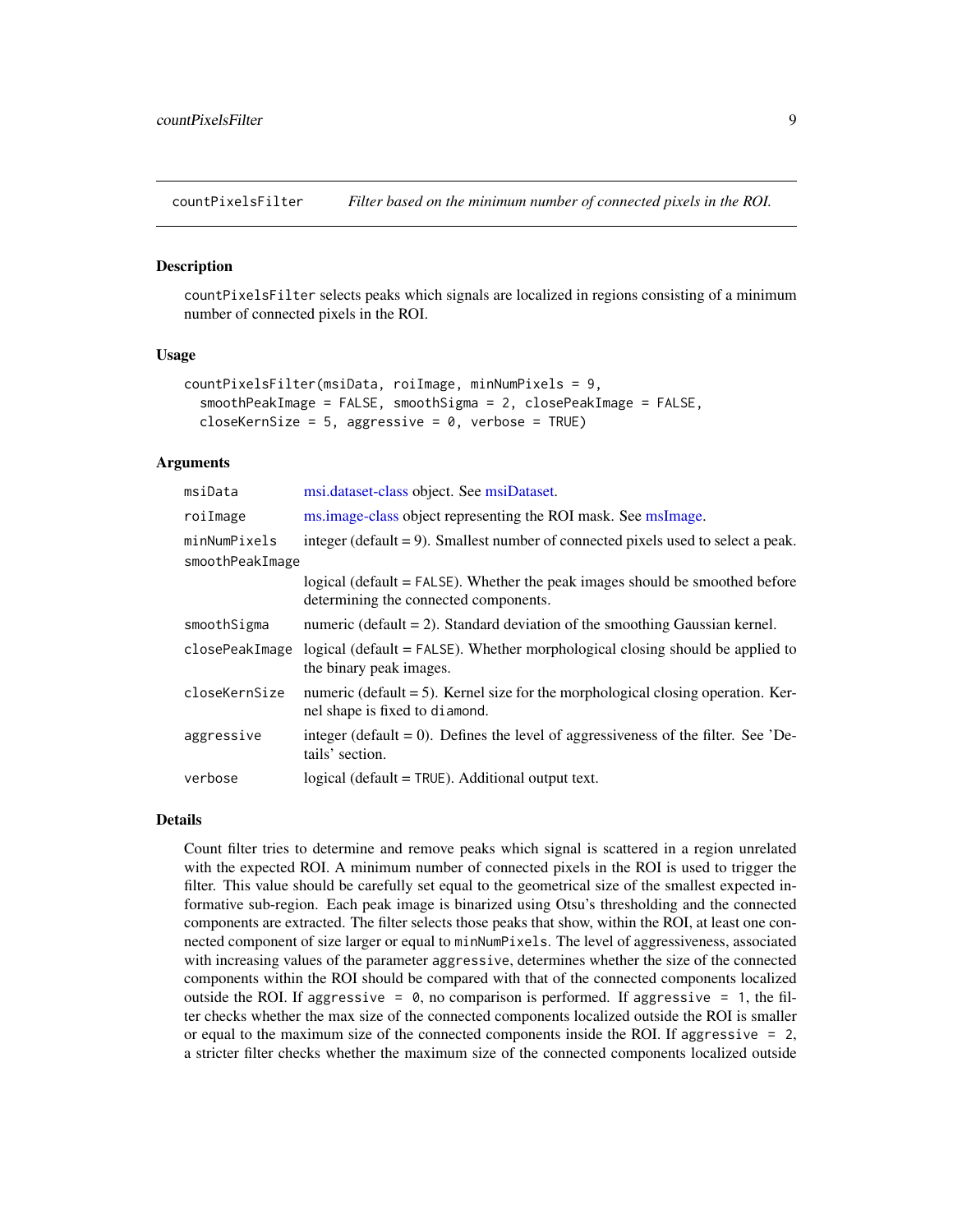## countPixelsFilter — *Filter based on the minimum number of connected pixels in the ROI.*

### Description

`countPixelsFilter` selects peaks which signals are localized in regions consisting of a minimum number of connected pixels in the ROI.

### Usage

```
countPixelsFilter(msiData, roiImage, minNumPixels = 9,
  smoothPeakImage = FALSE, smoothSigma = 2, closePeakImage = FALSE,
  closeKernSize = 5, aggressive = 0, verbose = TRUE)
```

### Arguments

| | |
|---|---|
| `msiData` | msi.dataset-class object. See msiDataset. |
| `roiImage` | ms.image-class object representing the ROI mask. See msImage. |
| `minNumPixels` | integer (default = 9). Smallest number of connected pixels used to select a peak. |
| `smoothPeakImage` | logical (default = `FALSE`). Whether the peak images should be smoothed before determining the connected components. |
| `smoothSigma` | numeric (default = 2). Standard deviation of the smoothing Gaussian kernel. |
| `closePeakImage` | logical (default = `FALSE`). Whether morphological closing should be applied to the binary peak images. |
| `closeKernSize` | numeric (default = 5). Kernel size for the morphological closing operation. Kernel shape is fixed to `diamond`. |
| `aggressive` | integer (default = 0). Defines the level of aggressiveness of the filter. See 'Details' section. |
| `verbose` | logical (default = `TRUE`). Additional output text. |

### Details

Count filter tries to determine and remove peaks which signal is scattered in a region unrelated with the expected ROI. A minimum number of connected pixels in the ROI is used to trigger the filter. This value should be carefully set equal to the geometrical size of the smallest expected informative sub-region. Each peak image is binarized using Otsu's thresholding and the connected components are extracted. The filter selects those peaks that show, within the ROI, at least one connected component of size larger or equal to `minNumPixels`. The level of aggressiveness, associated with increasing values of the parameter `aggressive`, determines whether the size of the connected components within the ROI should be compared with that of the connected components localized outside the ROI. If `aggressive = 0`, no comparison is performed. If `aggressive = 1`, the filter checks whether the max size of the connected components localized outside the ROI is smaller or equal to the maximum size of the connected components inside the ROI. If `aggressive = 2`, a stricter filter checks whether the maximum size of the connected components localized outside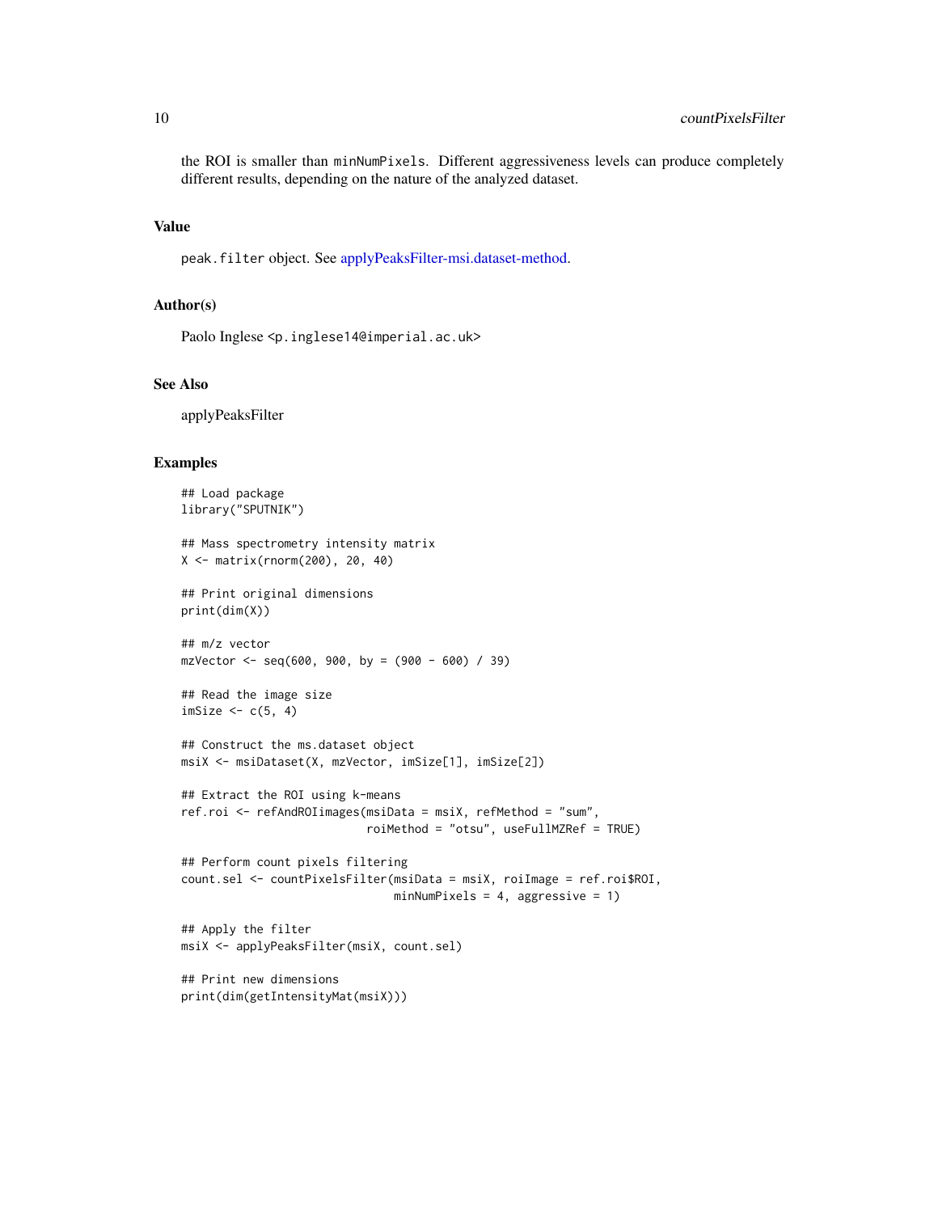the ROI is smaller than `minNumPixels`. Different aggressiveness levels can produce completely different results, depending on the nature of the analyzed dataset.

## Value

`peak.filter` object. See applyPeaksFilter-msi.dataset-method.

## Author(s)

Paolo Inglese <p.inglese14@imperial.ac.uk>

## See Also

applyPeaksFilter

## Examples

```
## Load package
library("SPUTNIK")

## Mass spectrometry intensity matrix
X <- matrix(rnorm(200), 20, 40)

## Print original dimensions
print(dim(X))

## m/z vector
mzVector <- seq(600, 900, by = (900 - 600) / 39)

## Read the image size
imSize <- c(5, 4)

## Construct the ms.dataset object
msiX <- msiDataset(X, mzVector, imSize[1], imSize[2])

## Extract the ROI using k-means
ref.roi <- refAndROIimages(msiData = msiX, refMethod = "sum",
                           roiMethod = "otsu", useFullMZRef = TRUE)

## Perform count pixels filtering
count.sel <- countPixelsFilter(msiData = msiX, roiImage = ref.roi$ROI,
                               minNumPixels = 4, aggressive = 1)

## Apply the filter
msiX <- applyPeaksFilter(msiX, count.sel)

## Print new dimensions
print(dim(getIntensityMat(msiX)))
```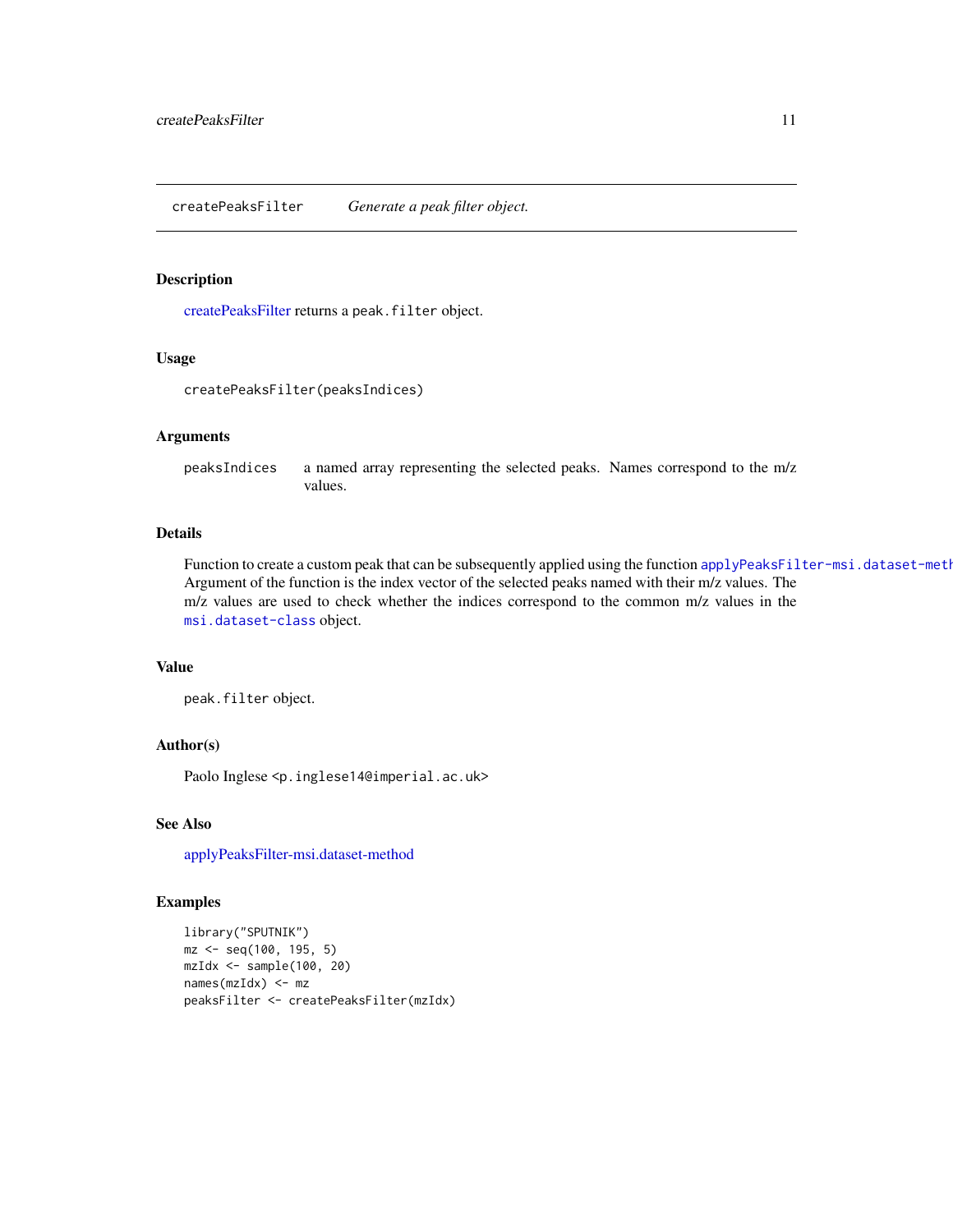createPeaksFilter *Generate a peak filter object.*

## Description

createPeaksFilter returns a `peak.filter` object.

## Usage

```
createPeaksFilter(peaksIndices)
```

## Arguments

| | |
|---|---|
| `peaksIndices` | a named array representing the selected peaks. Names correspond to the m/z values. |

## Details

Function to create a custom peak that can be subsequently applied using the function `applyPeaksFilter-msi.dataset-meth` Argument of the function is the index vector of the selected peaks named with their m/z values. The m/z values are used to check whether the indices correspond to the common m/z values in the `msi.dataset-class` object.

## Value

`peak.filter` object.

## Author(s)

Paolo Inglese <p.inglese14@imperial.ac.uk>

## See Also

applyPeaksFilter-msi.dataset-method

## Examples

```
library("SPUTNIK")
mz <- seq(100, 195, 5)
mzIdx <- sample(100, 20)
names(mzIdx) <- mz
peaksFilter <- createPeaksFilter(mzIdx)
```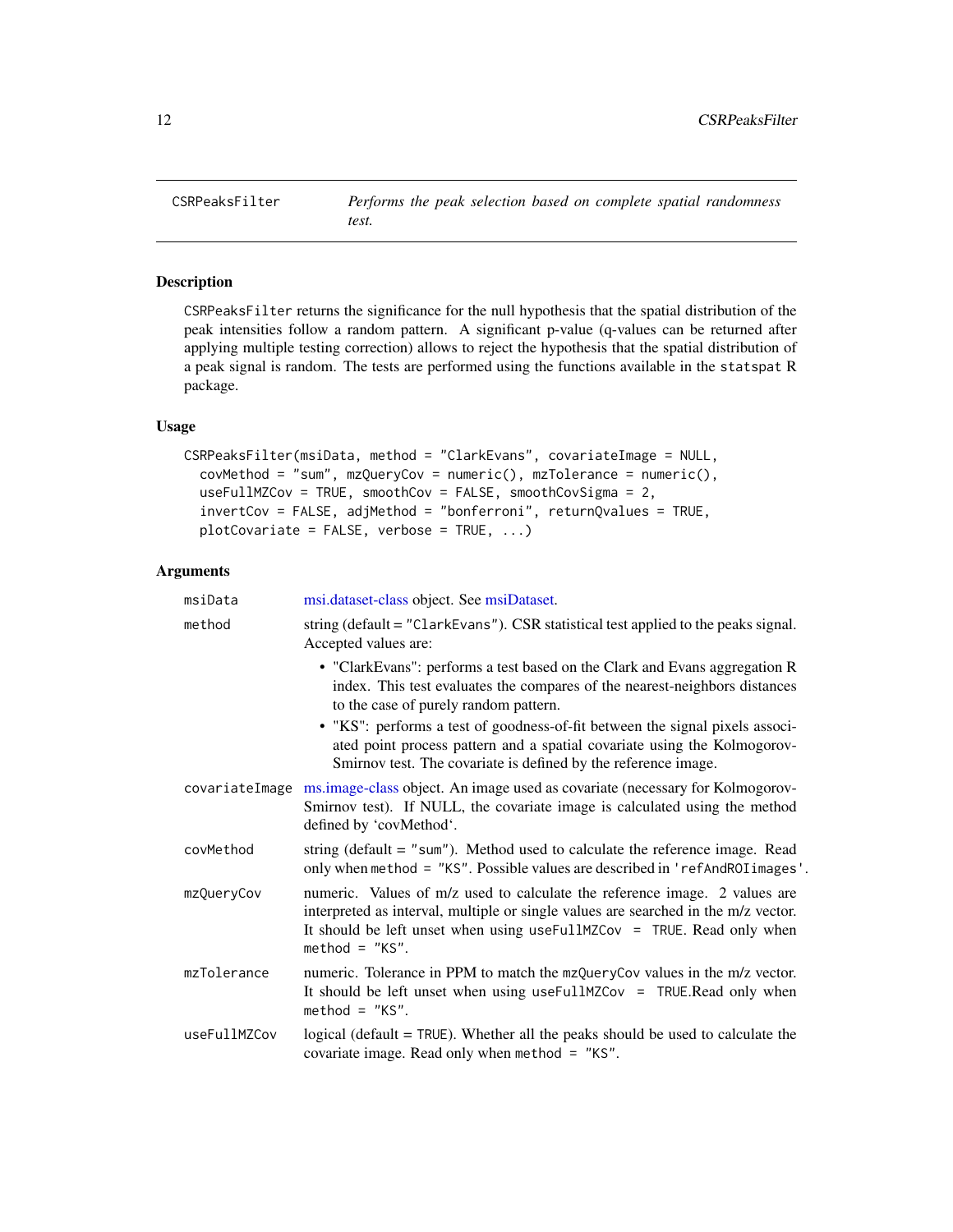## CSRPeaksFilter

*Performs the peak selection based on complete spatial randomness test.*

### Description

`CSRPeaksFilter` returns the significance for the null hypothesis that the spatial distribution of the peak intensities follow a random pattern. A significant p-value (q-values can be returned after applying multiple testing correction) allows to reject the hypothesis that the spatial distribution of a peak signal is random. The tests are performed using the functions available in the `statspat` R package.

### Usage

```
CSRPeaksFilter(msiData, method = "ClarkEvans", covariateImage = NULL,
  covMethod = "sum", mzQueryCov = numeric(), mzTolerance = numeric(),
  useFullMZCov = TRUE, smoothCov = FALSE, smoothCovSigma = 2,
  invertCov = FALSE, adjMethod = "bonferroni", returnQvalues = TRUE,
  plotCovariate = FALSE, verbose = TRUE, ...)
```

### Arguments

| | |
|---|---|
| `msiData` | msi.dataset-class object. See msiDataset. |
| `method` | string (default = `"ClarkEvans"`). CSR statistical test applied to the peaks signal. Accepted values are:<br>• "ClarkEvans": performs a test based on the Clark and Evans aggregation R index. This test evaluates the compares of the nearest-neighbors distances to the case of purely random pattern.<br>• "KS": performs a test of goodness-of-fit between the signal pixels associated point process pattern and a spatial covariate using the Kolmogorov-Smirnov test. The covariate is defined by the reference image. |
| `covariateImage` | ms.image-class object. An image used as covariate (necessary for Kolmogorov-Smirnov test). If NULL, the covariate image is calculated using the method defined by 'covMethod'. |
| `covMethod` | string (default = `"sum"`). Method used to calculate the reference image. Read only when `method = "KS"`. Possible values are described in `'refAndROIimages'`. |
| `mzQueryCov` | numeric. Values of m/z used to calculate the reference image. 2 values are interpreted as interval, multiple or single values are searched in the m/z vector. It should be left unset when using `useFullMZCov = TRUE`. Read only when `method = "KS"`. |
| `mzTolerance` | numeric. Tolerance in PPM to match the `mzQueryCov` values in the m/z vector. It should be left unset when using `useFullMZCov = TRUE`.Read only when `method = "KS"`. |
| `useFullMZCov` | logical (default = `TRUE`). Whether all the peaks should be used to calculate the covariate image. Read only when `method = "KS"`. |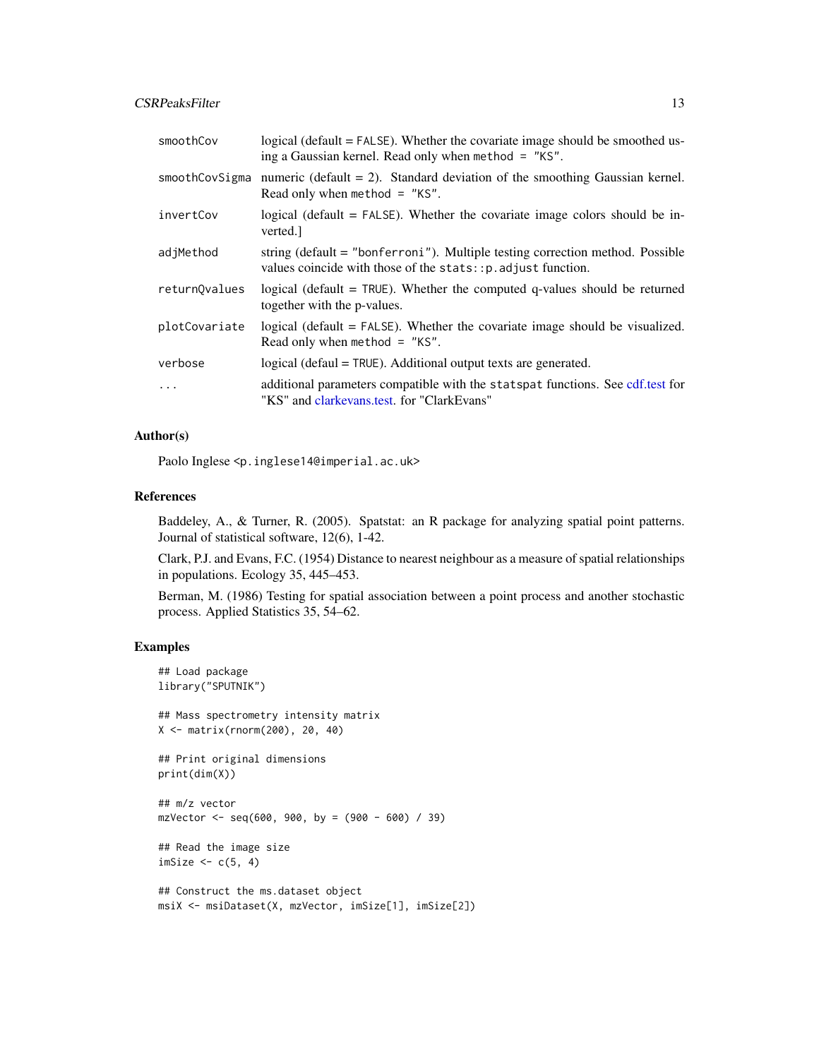| | |
|---|---|
| smoothCov | logical (default = FALSE). Whether the covariate image should be smoothed using a Gaussian kernel. Read only when method = "KS". |
| smoothCovSigma | numeric (default = 2). Standard deviation of the smoothing Gaussian kernel. Read only when method = "KS". |
| invertCov | logical (default = FALSE). Whether the covariate image colors should be inverted.] |
| adjMethod | string (default = "bonferroni"). Multiple testing correction method. Possible values coincide with those of the stats::p.adjust function. |
| returnQvalues | logical (default = TRUE). Whether the computed q-values should be returned together with the p-values. |
| plotCovariate | logical (default = FALSE). Whether the covariate image should be visualized. Read only when method = "KS". |
| verbose | logical (defaul = TRUE). Additional output texts are generated. |
| ... | additional parameters compatible with the statspat functions. See cdf.test for "KS" and clarkevans.test. for "ClarkEvans" |

## Author(s)

Paolo Inglese <p.inglese14@imperial.ac.uk>

## References

Baddeley, A., & Turner, R. (2005). Spatstat: an R package for analyzing spatial point patterns. Journal of statistical software, 12(6), 1-42.

Clark, P.J. and Evans, F.C. (1954) Distance to nearest neighbour as a measure of spatial relationships in populations. Ecology 35, 445–453.

Berman, M. (1986) Testing for spatial association between a point process and another stochastic process. Applied Statistics 35, 54–62.

## Examples

```
## Load package
library("SPUTNIK")

## Mass spectrometry intensity matrix
X <- matrix(rnorm(200), 20, 40)

## Print original dimensions
print(dim(X))

## m/z vector
mzVector <- seq(600, 900, by = (900 - 600) / 39)

## Read the image size
imSize <- c(5, 4)

## Construct the ms.dataset object
msiX <- msiDataset(X, mzVector, imSize[1], imSize[2])
```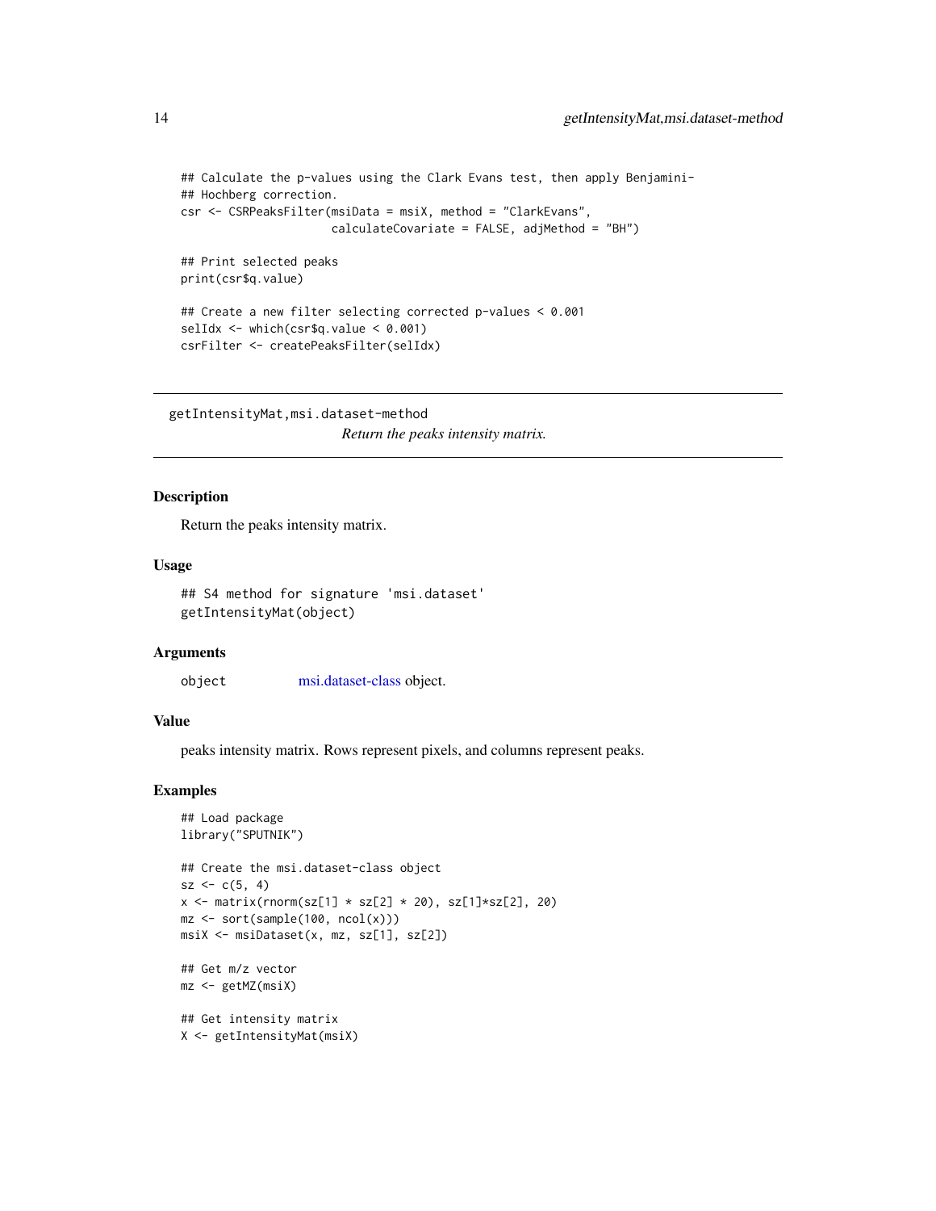```
## Calculate the p-values using the Clark Evans test, then apply Benjamini-
## Hochberg correction.
csr <- CSRPeaksFilter(msiData = msiX, method = "ClarkEvans",
                      calculateCovariate = FALSE, adjMethod = "BH")

## Print selected peaks
print(csr$q.value)

## Create a new filter selecting corrected p-values < 0.001
selIdx <- which(csr$q.value < 0.001)
csrFilter <- createPeaksFilter(selIdx)
```

---

## getIntensityMat,msi.dataset-method

*Return the peaks intensity matrix.*

---

### Description

Return the peaks intensity matrix.

### Usage

```
## S4 method for signature 'msi.dataset'
getIntensityMat(object)
```

### Arguments

| | |
|---|---|
| object | msi.dataset-class object. |

### Value

peaks intensity matrix. Rows represent pixels, and columns represent peaks.

### Examples

```
## Load package
library("SPUTNIK")

## Create the msi.dataset-class object
sz <- c(5, 4)
x <- matrix(rnorm(sz[1] * sz[2] * 20), sz[1]*sz[2], 20)
mz <- sort(sample(100, ncol(x)))
msiX <- msiDataset(x, mz, sz[1], sz[2])

## Get m/z vector
mz <- getMZ(msiX)

## Get intensity matrix
X <- getIntensityMat(msiX)
```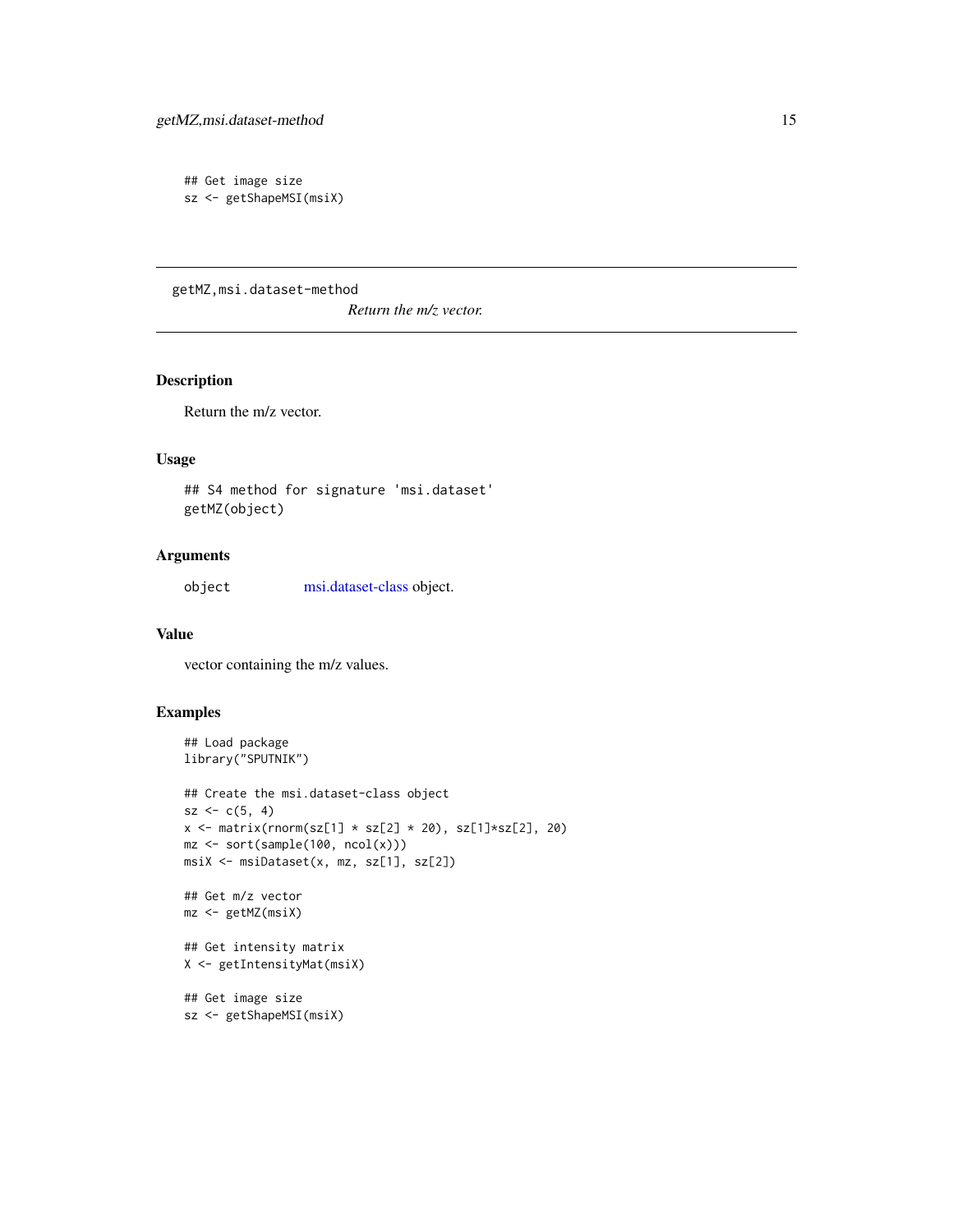```
## Get image size
sz <- getShapeMSI(msiX)
```

## getMZ,msi.dataset-method

*Return the m/z vector.*

### Description

Return the m/z vector.

### Usage

```
## S4 method for signature 'msi.dataset'
getMZ(object)
```

### Arguments

| | |
|---|---|
| object | msi.dataset-class object. |

### Value

vector containing the m/z values.

### Examples

```
## Load package
library("SPUTNIK")

## Create the msi.dataset-class object
sz <- c(5, 4)
x <- matrix(rnorm(sz[1] * sz[2] * 20), sz[1]*sz[2], 20)
mz <- sort(sample(100, ncol(x)))
msiX <- msiDataset(x, mz, sz[1], sz[2])

## Get m/z vector
mz <- getMZ(msiX)

## Get intensity matrix
X <- getIntensityMat(msiX)

## Get image size
sz <- getShapeMSI(msiX)
```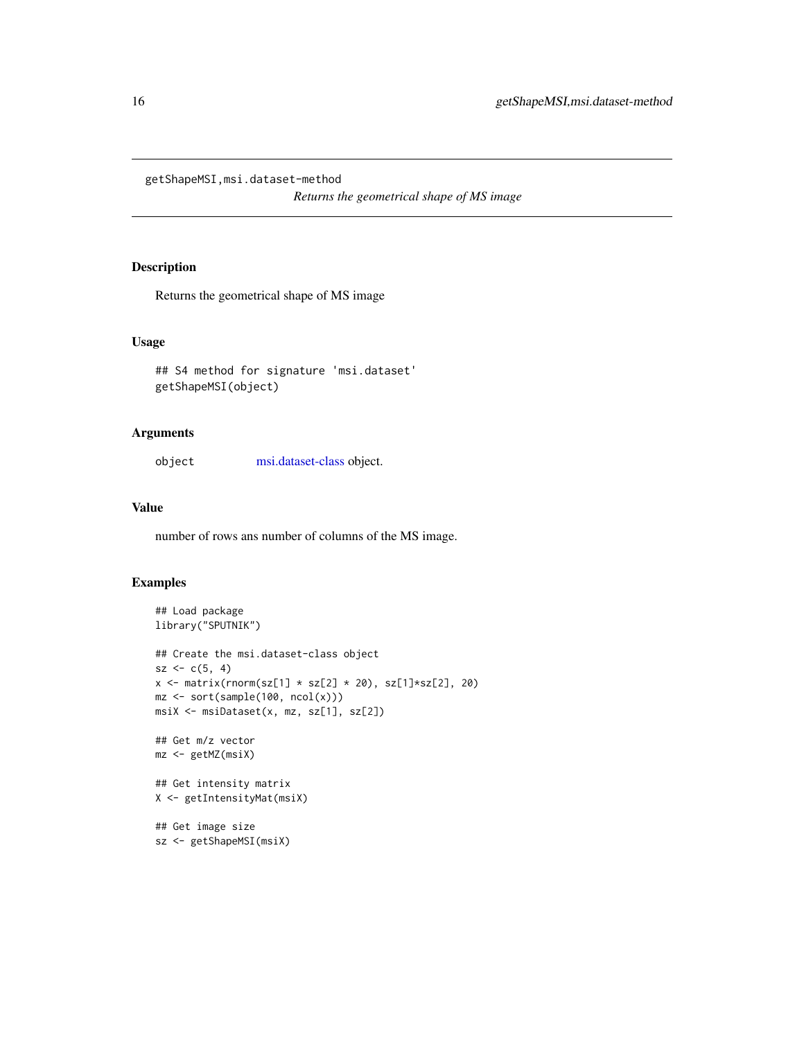getShapeMSI,msi.dataset-method

*Returns the geometrical shape of MS image*

## Description

Returns the geometrical shape of MS image

## Usage

```
## S4 method for signature 'msi.dataset'
getShapeMSI(object)
```

## Arguments

object msi.dataset-class object.

## Value

number of rows ans number of columns of the MS image.

## Examples

```
## Load package
library("SPUTNIK")

## Create the msi.dataset-class object
sz <- c(5, 4)
x <- matrix(rnorm(sz[1] * sz[2] * 20), sz[1]*sz[2], 20)
mz <- sort(sample(100, ncol(x)))
msiX <- msiDataset(x, mz, sz[1], sz[2])

## Get m/z vector
mz <- getMZ(msiX)

## Get intensity matrix
X <- getIntensityMat(msiX)

## Get image size
sz <- getShapeMSI(msiX)
```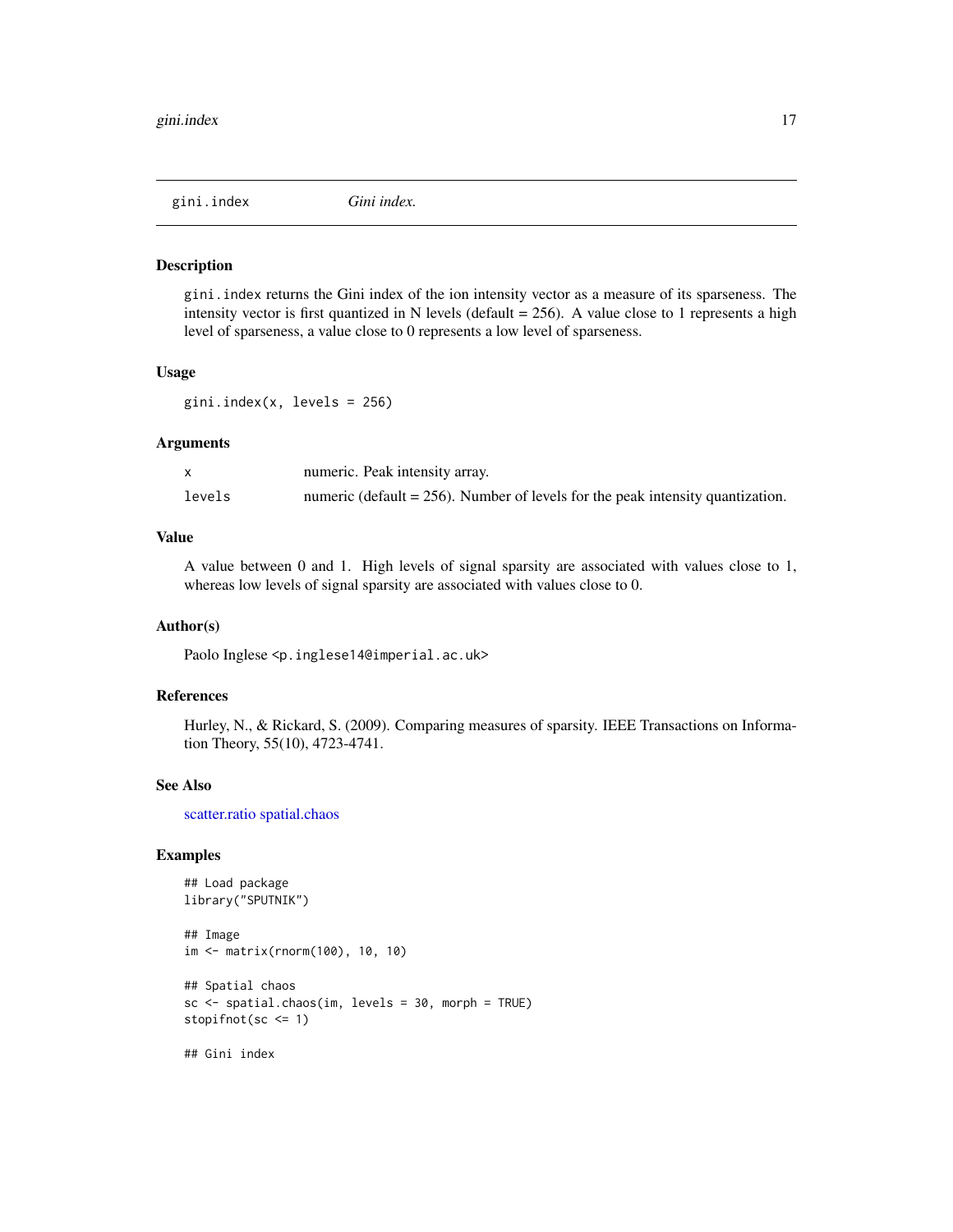# gini.index — *Gini index.*

## Description

`gini.index` returns the Gini index of the ion intensity vector as a measure of its sparseness. The intensity vector is first quantized in N levels (default = 256). A value close to 1 represents a high level of sparseness, a value close to 0 represents a low level of sparseness.

## Usage

```
gini.index(x, levels = 256)
```

## Arguments

| | |
|---|---|
| x | numeric. Peak intensity array. |
| levels | numeric (default = 256). Number of levels for the peak intensity quantization. |

## Value

A value between 0 and 1. High levels of signal sparsity are associated with values close to 1, whereas low levels of signal sparsity are associated with values close to 0.

## Author(s)

Paolo Inglese <p.inglese14@imperial.ac.uk>

## References

Hurley, N., & Rickard, S. (2009). Comparing measures of sparsity. IEEE Transactions on Information Theory, 55(10), 4723-4741.

## See Also

scatter.ratio spatial.chaos

## Examples

```
## Load package
library("SPUTNIK")

## Image
im <- matrix(rnorm(100), 10, 10)

## Spatial chaos
sc <- spatial.chaos(im, levels = 30, morph = TRUE)
stopifnot(sc <= 1)

## Gini index
```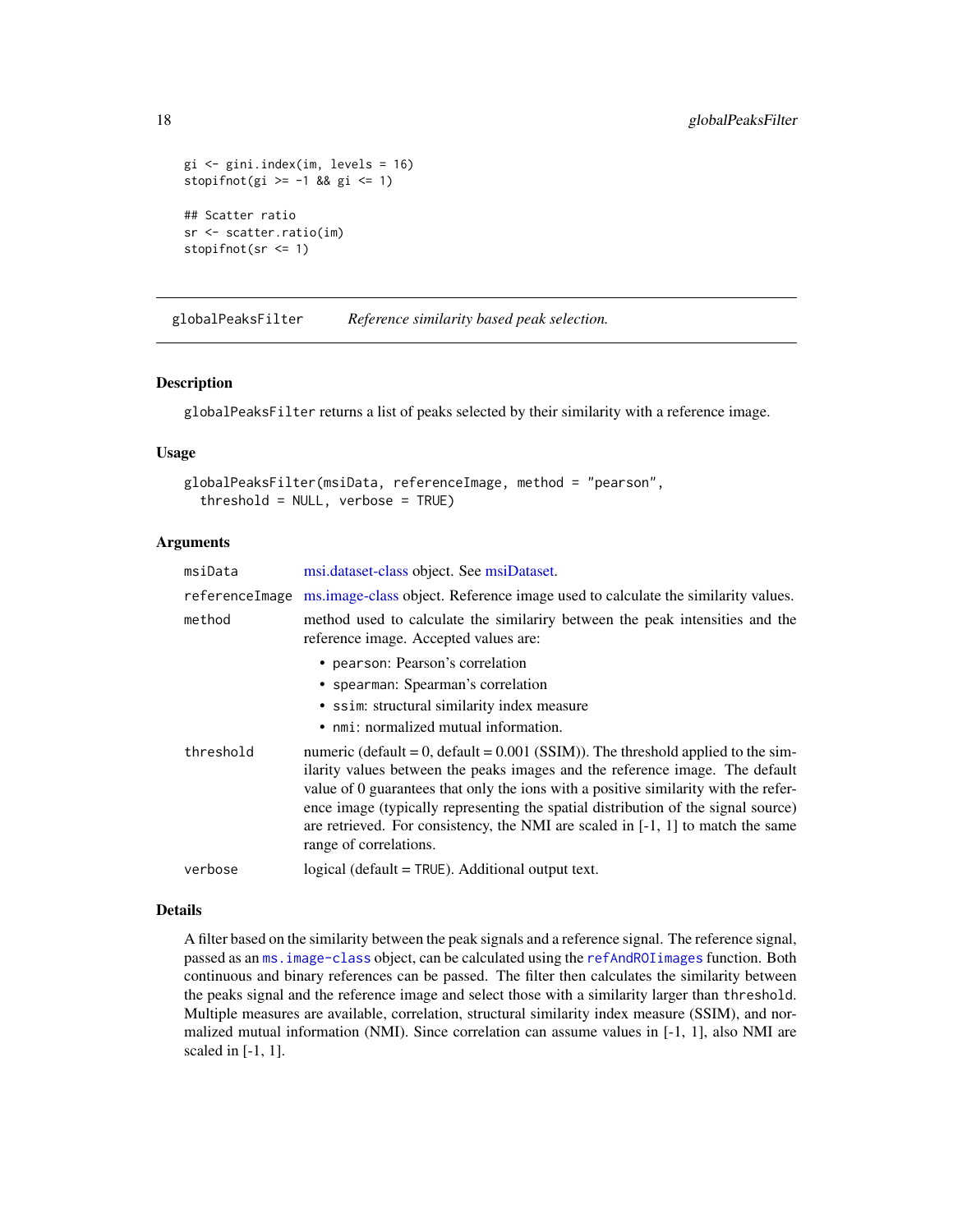```
gi <- gini.index(im, levels = 16)
stopifnot(gi >= -1 && gi <= 1)

## Scatter ratio
sr <- scatter.ratio(im)
stopifnot(sr <= 1)
```

## globalPeaksFilter — *Reference similarity based peak selection.*

### Description

globalPeaksFilter returns a list of peaks selected by their similarity with a reference image.

### Usage

```
globalPeaksFilter(msiData, referenceImage, method = "pearson",
  threshold = NULL, verbose = TRUE)
```

### Arguments

| | |
|---|---|
| msiData | msi.dataset-class object. See msiDataset. |
| referenceImage | ms.image-class object. Reference image used to calculate the similarity values. |
| method | method used to calculate the similariry between the peak intensities and the reference image. Accepted values are:<br>• pearson: Pearson's correlation<br>• spearman: Spearman's correlation<br>• ssim: structural similarity index measure<br>• nmi: normalized mutual information. |
| threshold | numeric (default = 0, default = 0.001 (SSIM)). The threshold applied to the similarity values between the peaks images and the reference image. The default value of 0 guarantees that only the ions with a positive similarity with the reference image (typically representing the spatial distribution of the signal source) are retrieved. For consistency, the NMI are scaled in [-1, 1] to match the same range of correlations. |
| verbose | logical (default = TRUE). Additional output text. |

### Details

A filter based on the similarity between the peak signals and a reference signal. The reference signal, passed as an ms.image-class object, can be calculated using the refAndROIimages function. Both continuous and binary references can be passed. The filter then calculates the similarity between the peaks signal and the reference image and select those with a similarity larger than threshold. Multiple measures are available, correlation, structural similarity index measure (SSIM), and normalized mutual information (NMI). Since correlation can assume values in [-1, 1], also NMI are scaled in [-1, 1].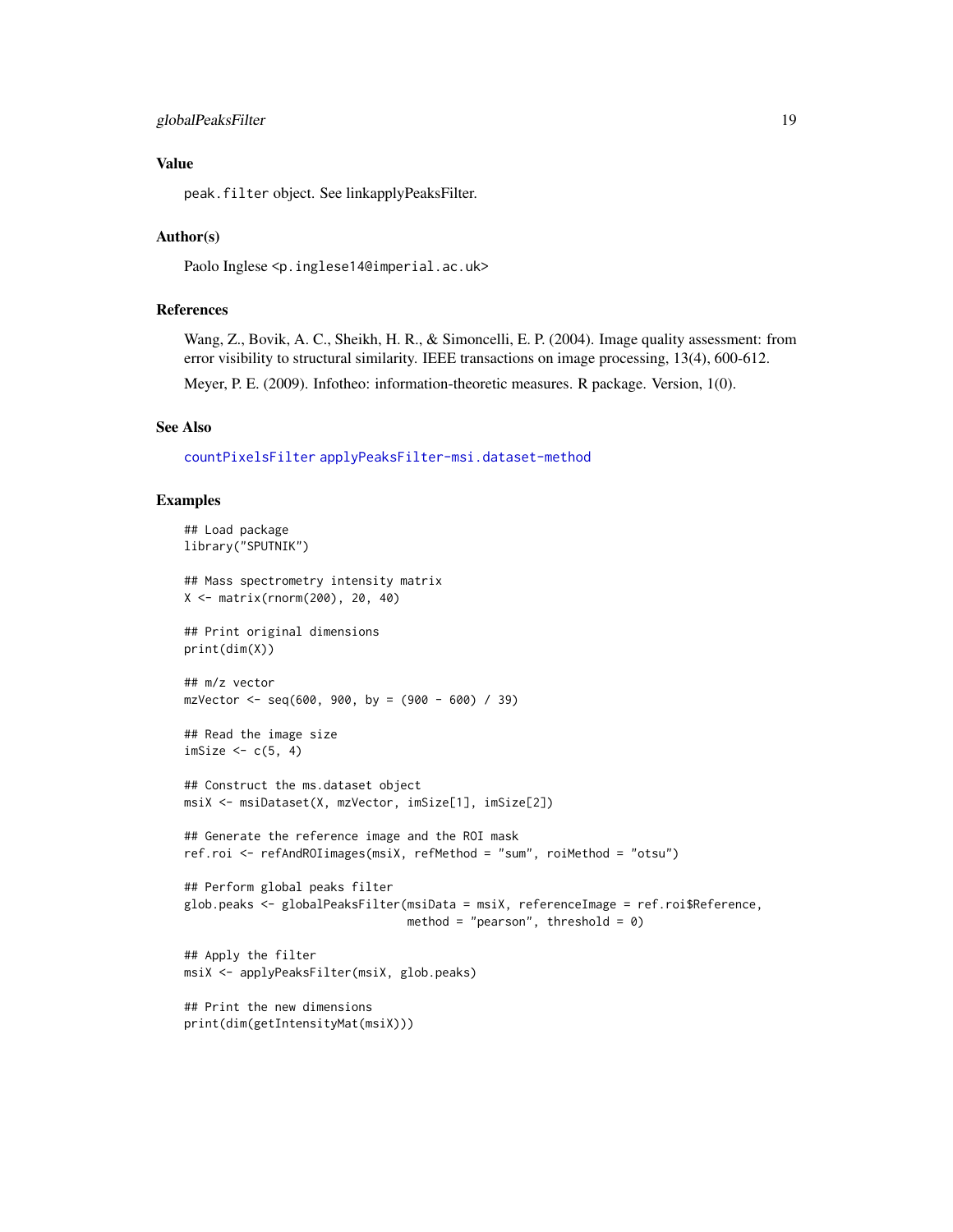## Value

`peak.filter` object. See linkapplyPeaksFilter.

## Author(s)

Paolo Inglese <p.inglese14@imperial.ac.uk>

## References

Wang, Z., Bovik, A. C., Sheikh, H. R., & Simoncelli, E. P. (2004). Image quality assessment: from error visibility to structural similarity. IEEE transactions on image processing, 13(4), 600-612.

Meyer, P. E. (2009). Infotheo: information-theoretic measures. R package. Version, 1(0).

## See Also

countPixelsFilter applyPeaksFilter-msi.dataset-method

## Examples

```
## Load package
library("SPUTNIK")

## Mass spectrometry intensity matrix
X <- matrix(rnorm(200), 20, 40)

## Print original dimensions
print(dim(X))

## m/z vector
mzVector <- seq(600, 900, by = (900 - 600) / 39)

## Read the image size
imSize <- c(5, 4)

## Construct the ms.dataset object
msiX <- msiDataset(X, mzVector, imSize[1], imSize[2])

## Generate the reference image and the ROI mask
ref.roi <- refAndROIimages(msiX, refMethod = "sum", roiMethod = "otsu")

## Perform global peaks filter
glob.peaks <- globalPeaksFilter(msiData = msiX, referenceImage = ref.roi$Reference,
                                method = "pearson", threshold = 0)

## Apply the filter
msiX <- applyPeaksFilter(msiX, glob.peaks)

## Print the new dimensions
print(dim(getIntensityMat(msiX)))
```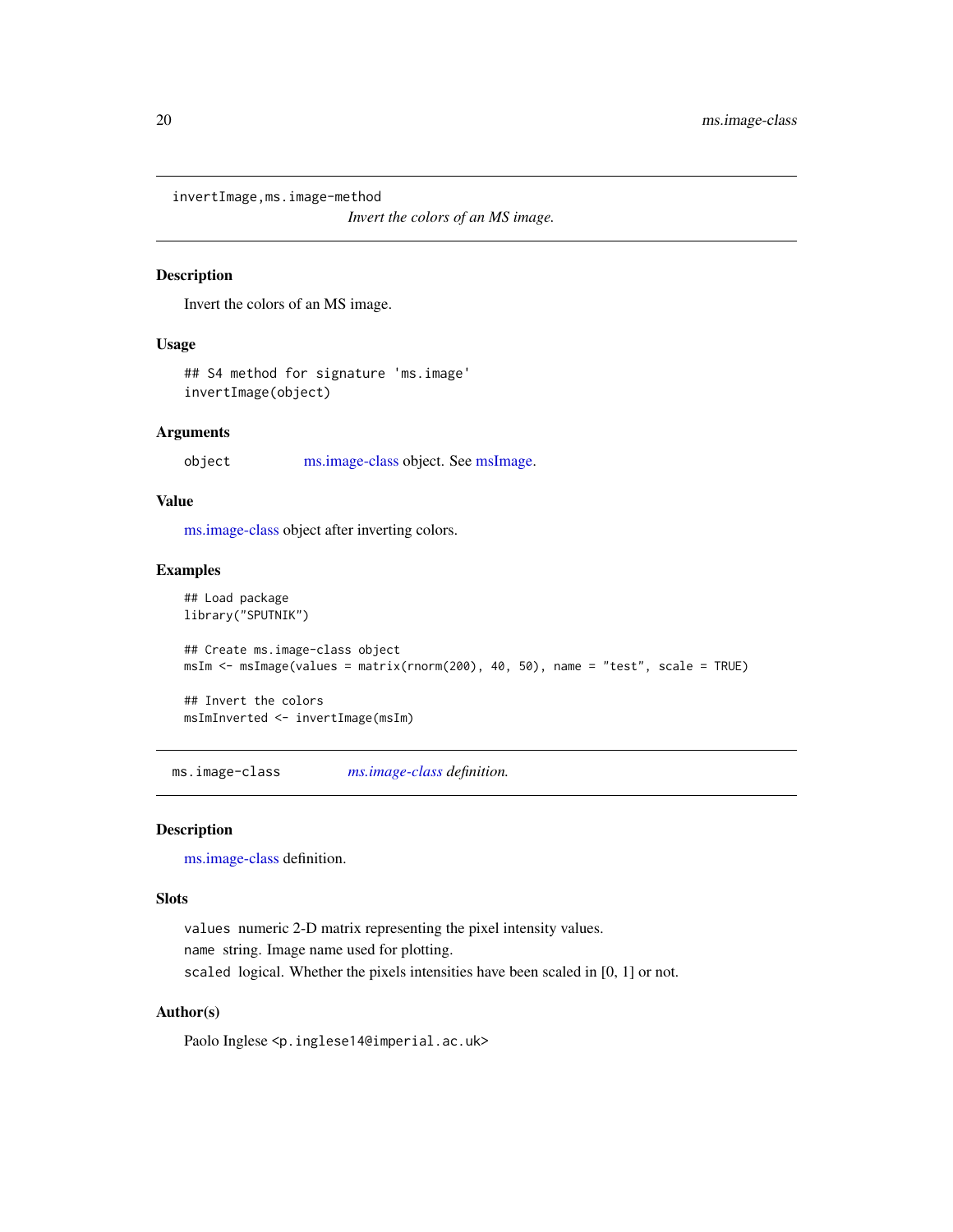## invertImage,ms.image-method

*Invert the colors of an MS image.*

### Description

Invert the colors of an MS image.

### Usage

```
## S4 method for signature 'ms.image'
invertImage(object)
```

### Arguments

object    ms.image-class object. See msImage.

### Value

ms.image-class object after inverting colors.

### Examples

```
## Load package
library("SPUTNIK")

## Create ms.image-class object
msIm <- msImage(values = matrix(rnorm(200), 40, 50), name = "test", scale = TRUE)

## Invert the colors
msImInverted <- invertImage(msIm)
```

## ms.image-class

*ms.image-class definition.*

### Description

ms.image-class definition.

### Slots

- `values` numeric 2-D matrix representing the pixel intensity values.
- `name` string. Image name used for plotting.
- `scaled` logical. Whether the pixels intensities have been scaled in [0, 1] or not.

### Author(s)

Paolo Inglese <p.inglese14@imperial.ac.uk>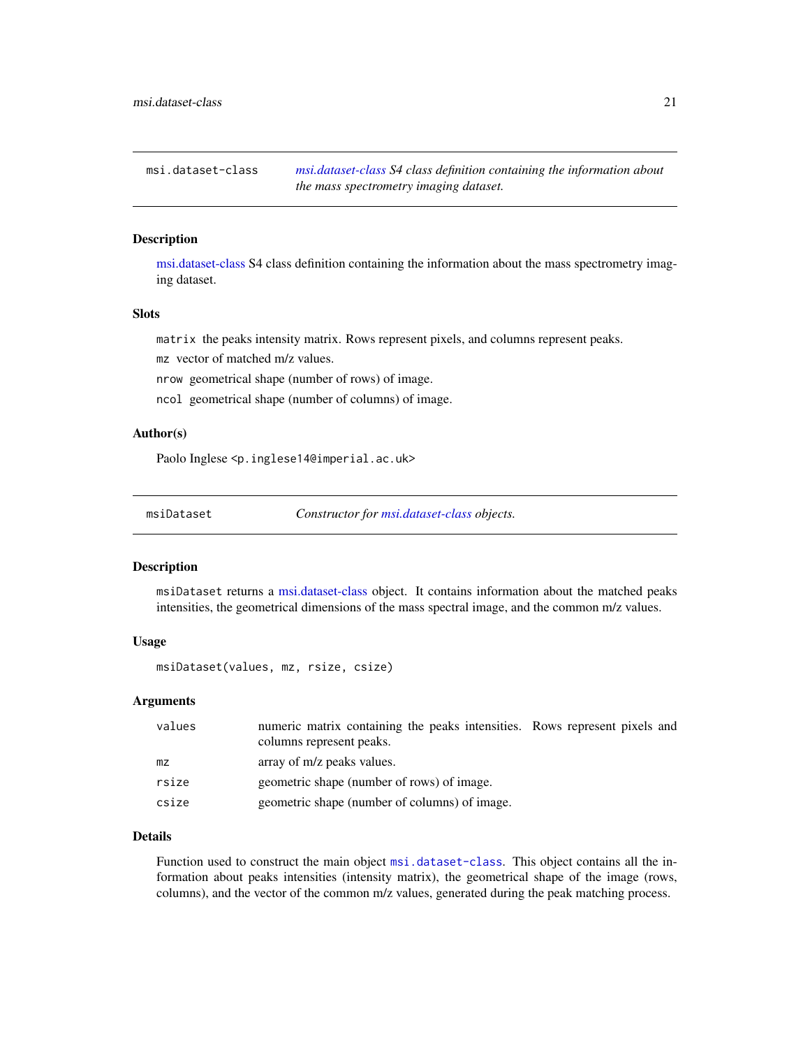## msi.dataset-class — *msi.dataset-class S4 class definition containing the information about the mass spectrometry imaging dataset.*

### Description

msi.dataset-class S4 class definition containing the information about the mass spectrometry imaging dataset.

### Slots

- `matrix` the peaks intensity matrix. Rows represent pixels, and columns represent peaks.
- `mz` vector of matched m/z values.
- `nrow` geometrical shape (number of rows) of image.
- `ncol` geometrical shape (number of columns) of image.

### Author(s)

Paolo Inglese <p.inglese14@imperial.ac.uk>

## msiDataset — *Constructor for msi.dataset-class objects.*

### Description

`msiDataset` returns a msi.dataset-class object. It contains information about the matched peaks intensities, the geometrical dimensions of the mass spectral image, and the common m/z values.

### Usage

```
msiDataset(values, mz, rsize, csize)
```

### Arguments

| | |
|---|---|
| `values` | numeric matrix containing the peaks intensities. Rows represent pixels and columns represent peaks. |
| `mz` | array of m/z peaks values. |
| `rsize` | geometric shape (number of rows) of image. |
| `csize` | geometric shape (number of columns) of image. |

### Details

Function used to construct the main object `msi.dataset-class`. This object contains all the information about peaks intensities (intensity matrix), the geometrical shape of the image (rows, columns), and the vector of the common m/z values, generated during the peak matching process.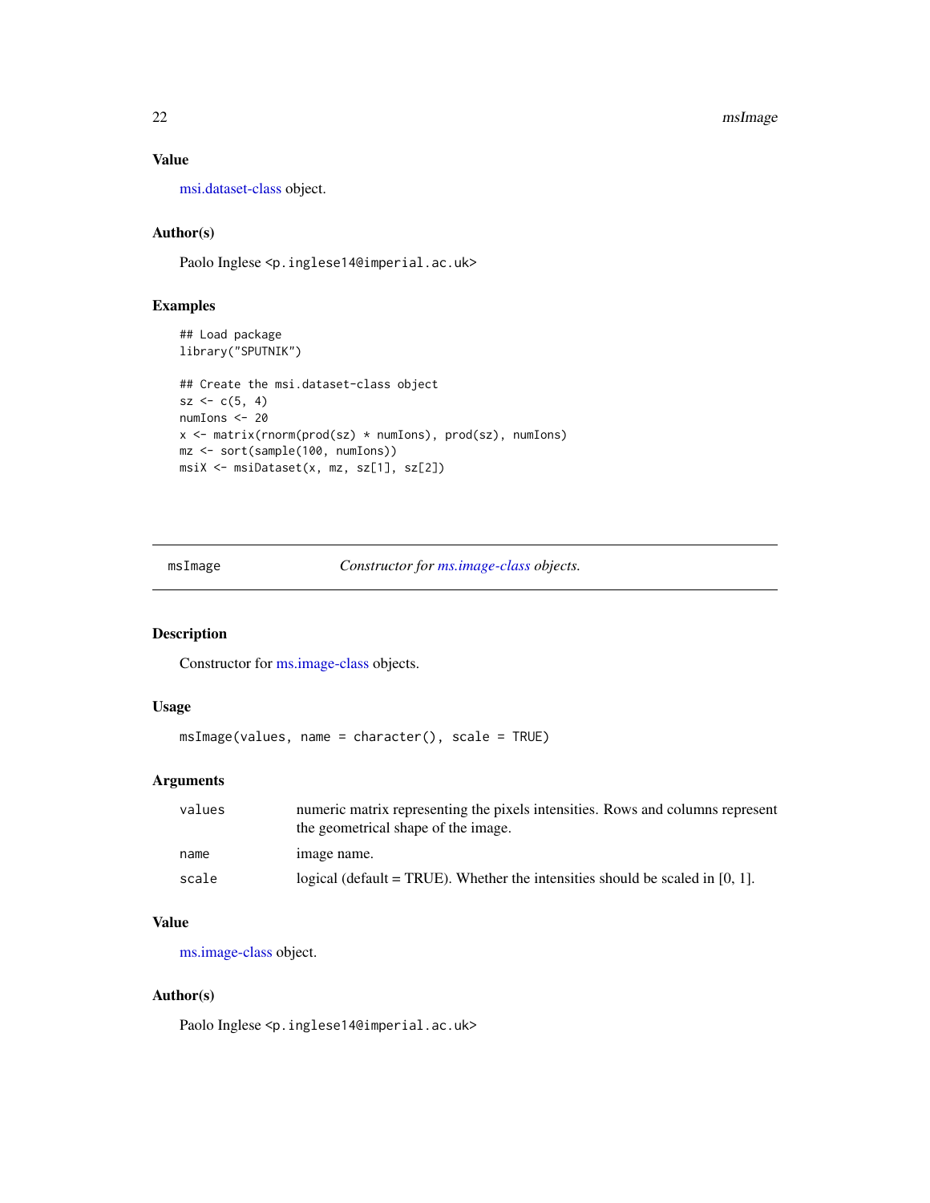### Value

msi.dataset-class object.

### Author(s)

Paolo Inglese <p.inglese14@imperial.ac.uk>

### Examples

```
## Load package
library("SPUTNIK")

## Create the msi.dataset-class object
sz <- c(5, 4)
numIons <- 20
x <- matrix(rnorm(prod(sz) * numIons), prod(sz), numIons)
mz <- sort(sample(100, numIons))
msiX <- msiDataset(x, mz, sz[1], sz[2])
```

---

## msImage — *Constructor for ms.image-class objects.*

### Description

Constructor for ms.image-class objects.

### Usage

```
msImage(values, name = character(), scale = TRUE)
```

### Arguments

| | |
|---|---|
| values | numeric matrix representing the pixels intensities. Rows and columns represent the geometrical shape of the image. |
| name | image name. |
| scale | logical (default = TRUE). Whether the intensities should be scaled in [0, 1]. |

### Value

ms.image-class object.

### Author(s)

Paolo Inglese <p.inglese14@imperial.ac.uk>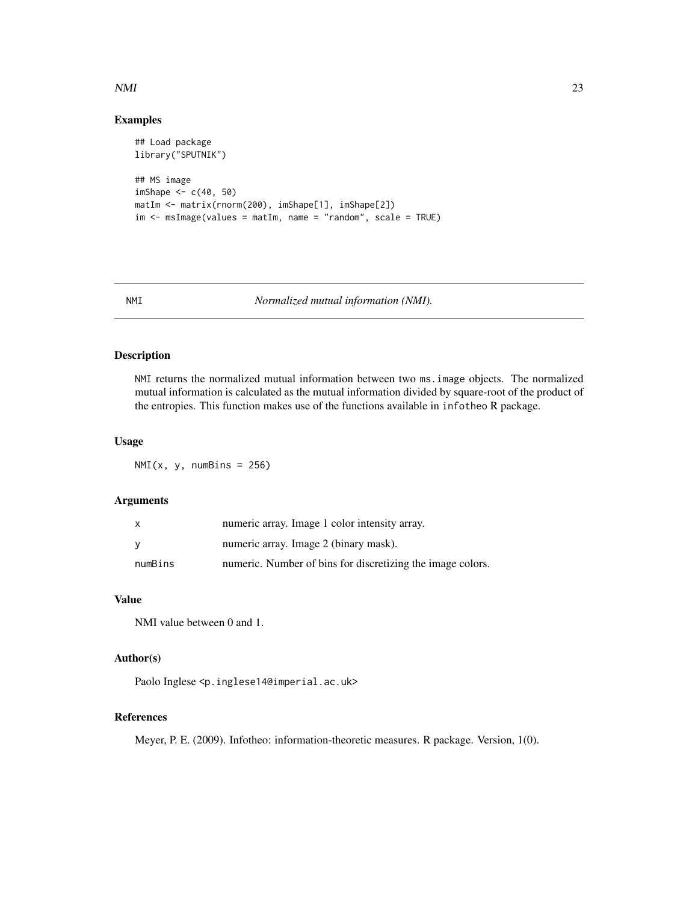## Examples

```
## Load package
library("SPUTNIK")

## MS image
imShape <- c(40, 50)
matIm <- matrix(rnorm(200), imShape[1], imShape[2])
im <- msImage(values = matIm, name = "random", scale = TRUE)
```

---

# NMI — *Normalized mutual information (NMI).*

---

## Description

NMI returns the normalized mutual information between two ms.image objects. The normalized mutual information is calculated as the mutual information divided by square-root of the product of the entropies. This function makes use of the functions available in infotheo R package.

## Usage

```
NMI(x, y, numBins = 256)
```

## Arguments

| | |
|---|---|
| x | numeric array. Image 1 color intensity array. |
| y | numeric array. Image 2 (binary mask). |
| numBins | numeric. Number of bins for discretizing the image colors. |

## Value

NMI value between 0 and 1.

## Author(s)

Paolo Inglese <p.inglese14@imperial.ac.uk>

## References

Meyer, P. E. (2009). Infotheo: information-theoretic measures. R package. Version, 1(0).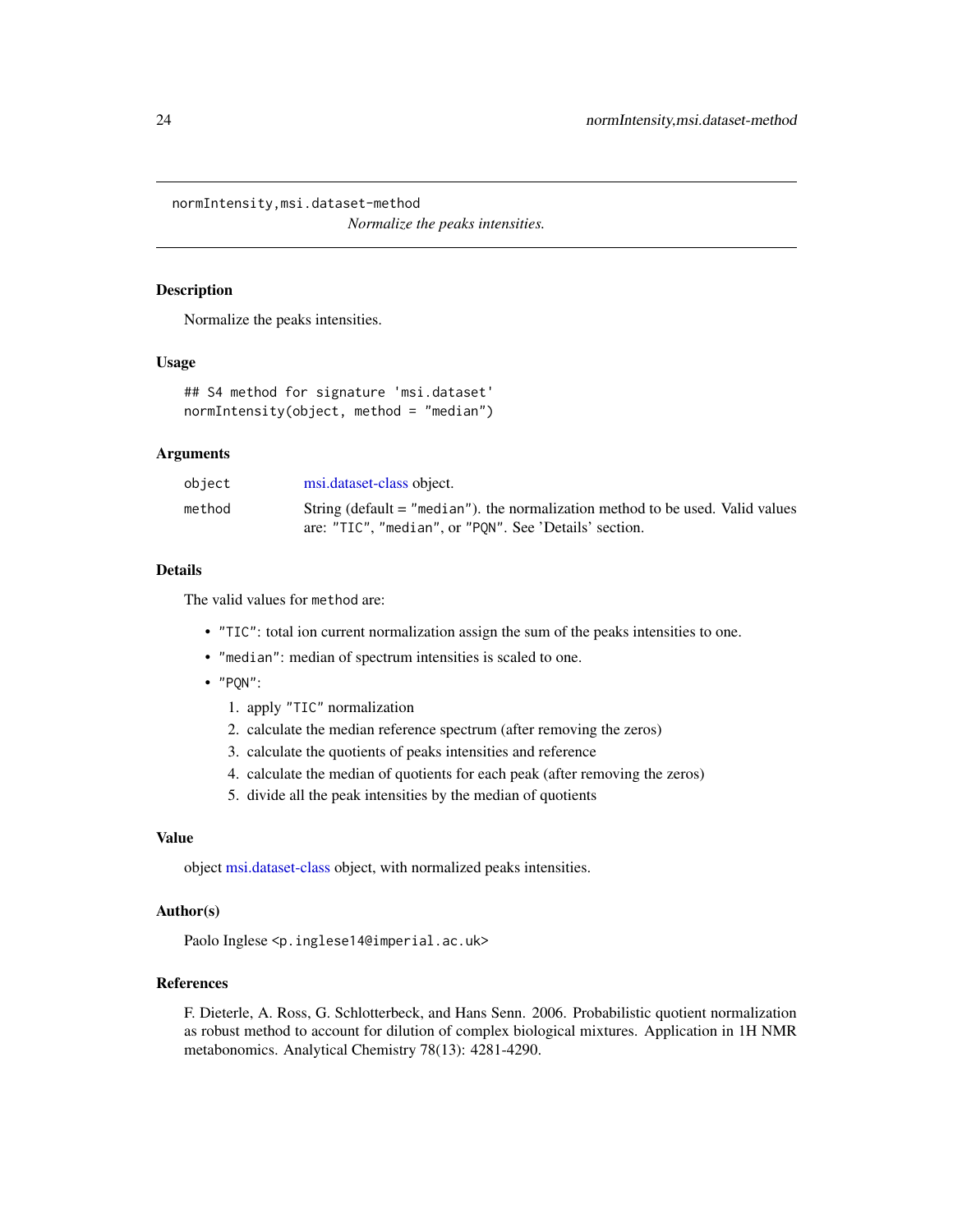`normIntensity,msi.dataset-method`

*Normalize the peaks intensities.*

## Description

Normalize the peaks intensities.

## Usage

```
## S4 method for signature 'msi.dataset'
normIntensity(object, method = "median")
```

## Arguments

| | |
|---|---|
| `object` | msi.dataset-class object. |
| `method` | String (default = `"median"`). the normalization method to be used. Valid values are: `"TIC"`, `"median"`, or `"PQN"`. See 'Details' section. |

## Details

The valid values for `method` are:

- `"TIC"`: total ion current normalization assign the sum of the peaks intensities to one.
- `"median"`: median of spectrum intensities is scaled to one.
- `"PQN"`:
  1. apply `"TIC"` normalization
  2. calculate the median reference spectrum (after removing the zeros)
  3. calculate the quotients of peaks intensities and reference
  4. calculate the median of quotients for each peak (after removing the zeros)
  5. divide all the peak intensities by the median of quotients

## Value

object msi.dataset-class object, with normalized peaks intensities.

## Author(s)

Paolo Inglese <p.inglese14@imperial.ac.uk>

## References

F. Dieterle, A. Ross, G. Schlotterbeck, and Hans Senn. 2006. Probabilistic quotient normalization as robust method to account for dilution of complex biological mixtures. Application in 1H NMR metabonomics. Analytical Chemistry 78(13): 4281-4290.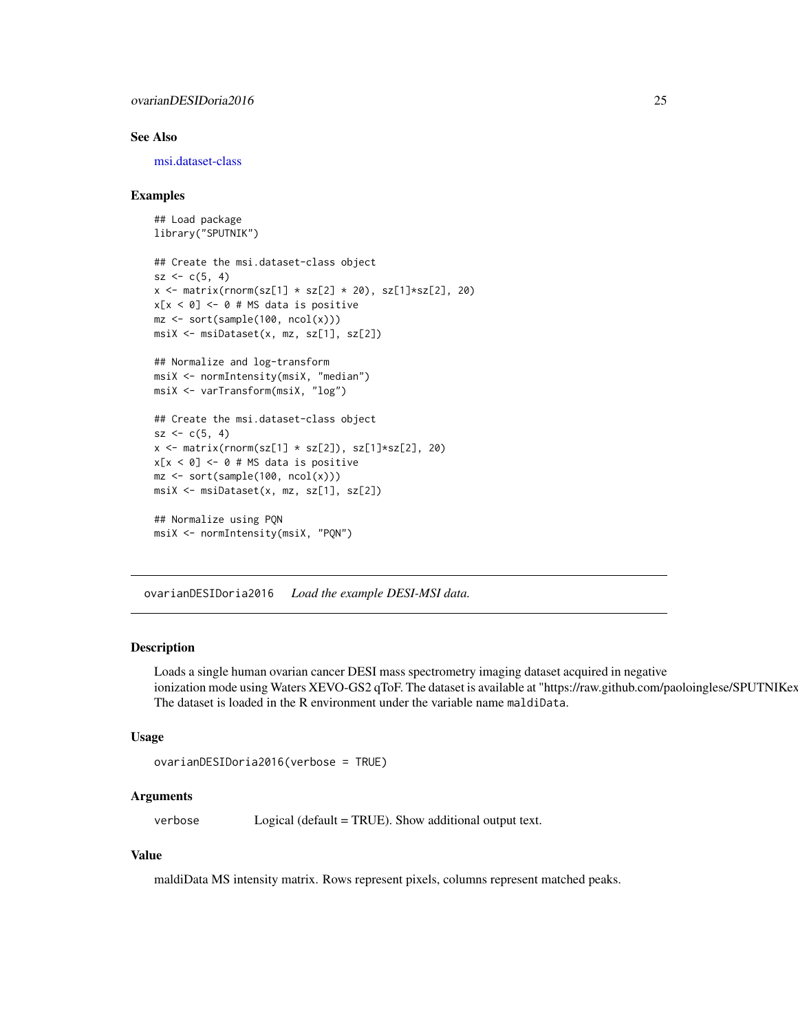### See Also

msi.dataset-class

### Examples

```
## Load package
library("SPUTNIK")

## Create the msi.dataset-class object
sz <- c(5, 4)
x <- matrix(rnorm(sz[1] * sz[2] * 20), sz[1]*sz[2], 20)
x[x < 0] <- 0 # MS data is positive
mz <- sort(sample(100, ncol(x)))
msiX <- msiDataset(x, mz, sz[1], sz[2])

## Normalize and log-transform
msiX <- normIntensity(msiX, "median")
msiX <- varTransform(msiX, "log")

## Create the msi.dataset-class object
sz <- c(5, 4)
x <- matrix(rnorm(sz[1] * sz[2]), sz[1]*sz[2], 20)
x[x < 0] <- 0 # MS data is positive
mz <- sort(sample(100, ncol(x)))
msiX <- msiDataset(x, mz, sz[1], sz[2])

## Normalize using PQN
msiX <- normIntensity(msiX, "PQN")
```

---

## ovarianDESIDoria2016 *Load the example DESI-MSI data.*

---

### Description

Loads a single human ovarian cancer DESI mass spectrometry imaging dataset acquired in negative ionization mode using Waters XEVO-GS2 qToF. The dataset is available at "https://raw.github.com/paoloinglese/SPUTNIKex
The dataset is loaded in the R environment under the variable name `maldiData`.

### Usage

```
ovarianDESIDoria2016(verbose = TRUE)
```

### Arguments

| | |
|---|---|
| `verbose` | Logical (default = TRUE). Show additional output text. |

### Value

maldiData MS intensity matrix. Rows represent pixels, columns represent matched peaks.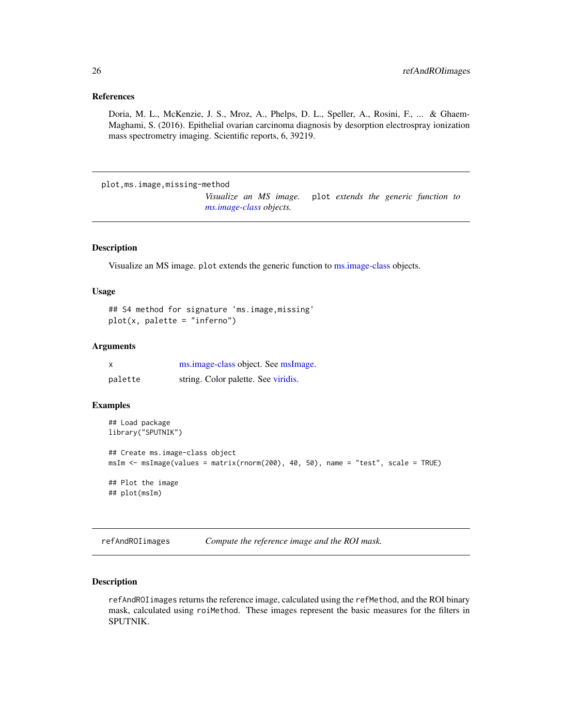### References

Doria, M. L., McKenzie, J. S., Mroz, A., Phelps, D. L., Speller, A., Rosini, F., ... & Ghaem-Maghami, S. (2016). Epithelial ovarian carcinoma diagnosis by desorption electrospray ionization mass spectrometry imaging. Scientific reports, 6, 39219.

---

## plot,ms.image,missing-method

*Visualize an MS image.* `plot` *extends the generic function to ms.image-class objects.*

### Description

Visualize an MS image. `plot` extends the generic function to ms.image-class objects.

### Usage

```
## S4 method for signature 'ms.image,missing'
plot(x, palette = "inferno")
```

### Arguments

| | |
|---|---|
| `x` | ms.image-class object. See msImage. |
| `palette` | string. Color palette. See viridis. |

### Examples

```
## Load package
library("SPUTNIK")

## Create ms.image-class object
msIm <- msImage(values = matrix(rnorm(200), 40, 50), name = "test", scale = TRUE)

## Plot the image
## plot(msIm)
```

---

## refAndROIimages

*Compute the reference image and the ROI mask.*

### Description

`refAndROIimages` returns the reference image, calculated using the `refMethod`, and the ROI binary mask, calculated using `roiMethod`. These images represent the basic measures for the filters in SPUTNIK.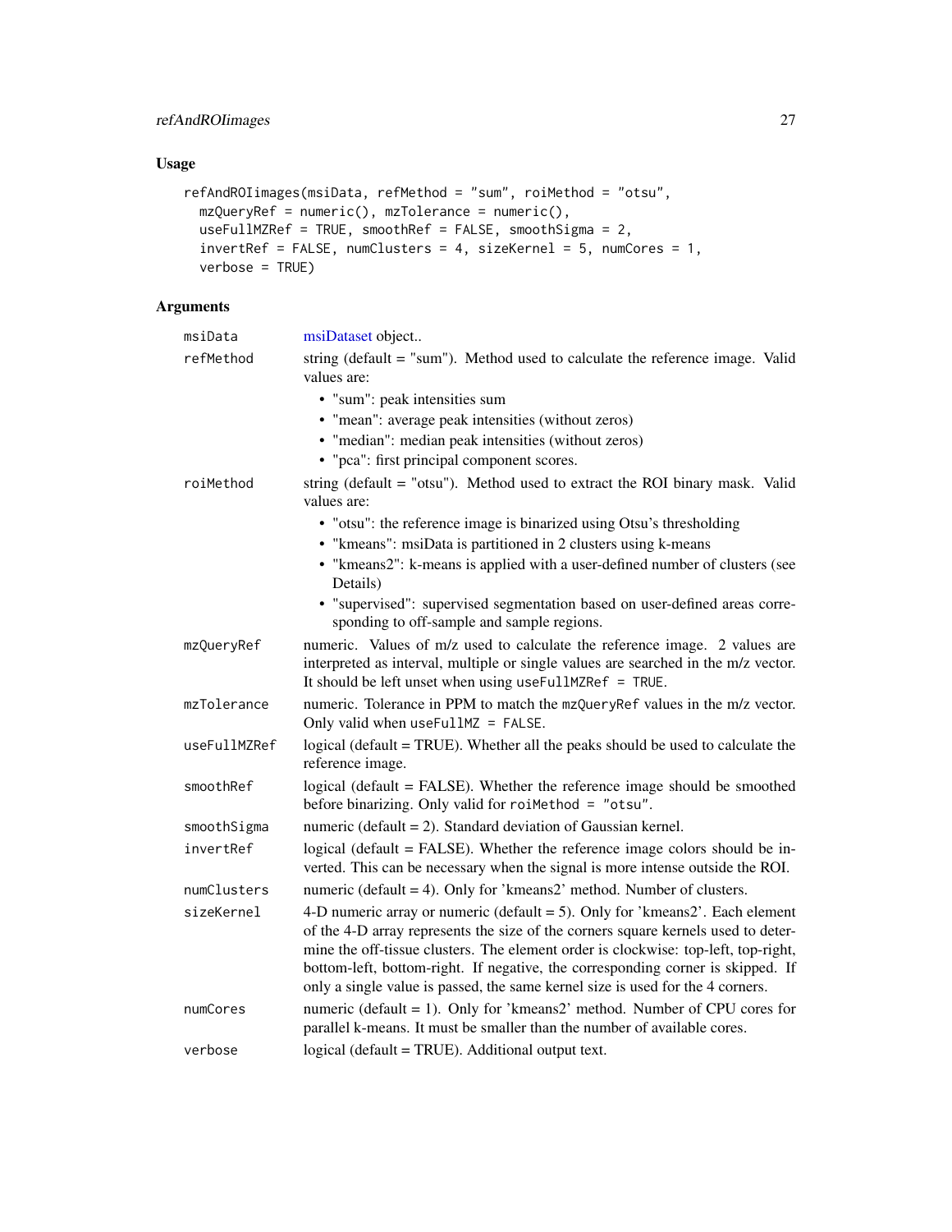## Usage

```
refAndROIimages(msiData, refMethod = "sum", roiMethod = "otsu",
  mzQueryRef = numeric(), mzTolerance = numeric(),
  useFullMZRef = TRUE, smoothRef = FALSE, smoothSigma = 2,
  invertRef = FALSE, numClusters = 4, sizeKernel = 5, numCores = 1,
  verbose = TRUE)
```

## Arguments

| Argument | Description |
| --- | --- |
| msiData | msiDataset object.. |
| refMethod | string (default = "sum"). Method used to calculate the reference image. Valid values are: <br>• "sum": peak intensities sum <br>• "mean": average peak intensities (without zeros) <br>• "median": median peak intensities (without zeros) <br>• "pca": first principal component scores. |
| roiMethod | string (default = "otsu"). Method used to extract the ROI binary mask. Valid values are: <br>• "otsu": the reference image is binarized using Otsu's thresholding <br>• "kmeans": msiData is partitioned in 2 clusters using k-means <br>• "kmeans2": k-means is applied with a user-defined number of clusters (see Details) <br>• "supervised": supervised segmentation based on user-defined areas corresponding to off-sample and sample regions. |
| mzQueryRef | numeric. Values of m/z used to calculate the reference image. 2 values are interpreted as interval, multiple or single values are searched in the m/z vector. It should be left unset when using `useFullMZRef = TRUE`. |
| mzTolerance | numeric. Tolerance in PPM to match the `mzQueryRef` values in the m/z vector. Only valid when `useFullMZ = FALSE`. |
| useFullMZRef | logical (default = TRUE). Whether all the peaks should be used to calculate the reference image. |
| smoothRef | logical (default = FALSE). Whether the reference image should be smoothed before binarizing. Only valid for `roiMethod = "otsu"`. |
| smoothSigma | numeric (default = 2). Standard deviation of Gaussian kernel. |
| invertRef | logical (default = FALSE). Whether the reference image colors should be inverted. This can be necessary when the signal is more intense outside the ROI. |
| numClusters | numeric (default = 4). Only for 'kmeans2' method. Number of clusters. |
| sizeKernel | 4-D numeric array or numeric (default = 5). Only for 'kmeans2'. Each element of the 4-D array represents the size of the corners square kernels used to determine the off-tissue clusters. The element order is clockwise: top-left, top-right, bottom-left, bottom-right. If negative, the corresponding corner is skipped. If only a single value is passed, the same kernel size is used for the 4 corners. |
| numCores | numeric (default = 1). Only for 'kmeans2' method. Number of CPU cores for parallel k-means. It must be smaller than the number of available cores. |
| verbose | logical (default = TRUE). Additional output text. |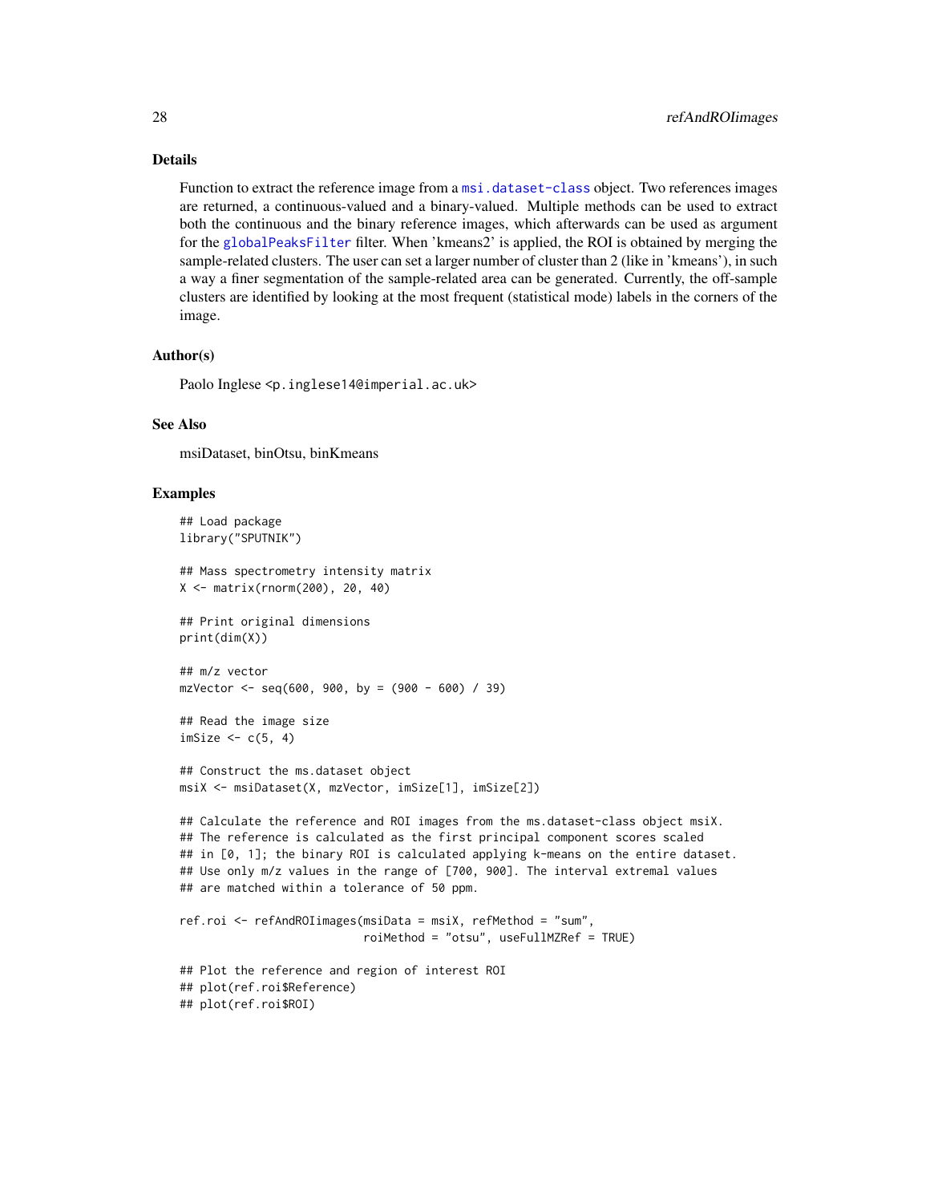## Details

Function to extract the reference image from a `msi.dataset-class` object. Two references images are returned, a continuous-valued and a binary-valued. Multiple methods can be used to extract both the continuous and the binary reference images, which afterwards can be used as argument for the `globalPeaksFilter` filter. When 'kmeans2' is applied, the ROI is obtained by merging the sample-related clusters. The user can set a larger number of cluster than 2 (like in 'kmeans'), in such a way a finer segmentation of the sample-related area can be generated. Currently, the off-sample clusters are identified by looking at the most frequent (statistical mode) labels in the corners of the image.

## Author(s)

Paolo Inglese <p.inglese14@imperial.ac.uk>

## See Also

msiDataset, binOtsu, binKmeans

## Examples

```
## Load package
library("SPUTNIK")

## Mass spectrometry intensity matrix
X <- matrix(rnorm(200), 20, 40)

## Print original dimensions
print(dim(X))

## m/z vector
mzVector <- seq(600, 900, by = (900 - 600) / 39)

## Read the image size
imSize <- c(5, 4)

## Construct the ms.dataset object
msiX <- msiDataset(X, mzVector, imSize[1], imSize[2])

## Calculate the reference and ROI images from the ms.dataset-class object msiX.
## The reference is calculated as the first principal component scores scaled
## in [0, 1]; the binary ROI is calculated applying k-means on the entire dataset.
## Use only m/z values in the range of [700, 900]. The interval extremal values
## are matched within a tolerance of 50 ppm.

ref.roi <- refAndROIimages(msiData = msiX, refMethod = "sum",
                           roiMethod = "otsu", useFullMZRef = TRUE)

## Plot the reference and region of interest ROI
## plot(ref.roi$Reference)
## plot(ref.roi$ROI)
```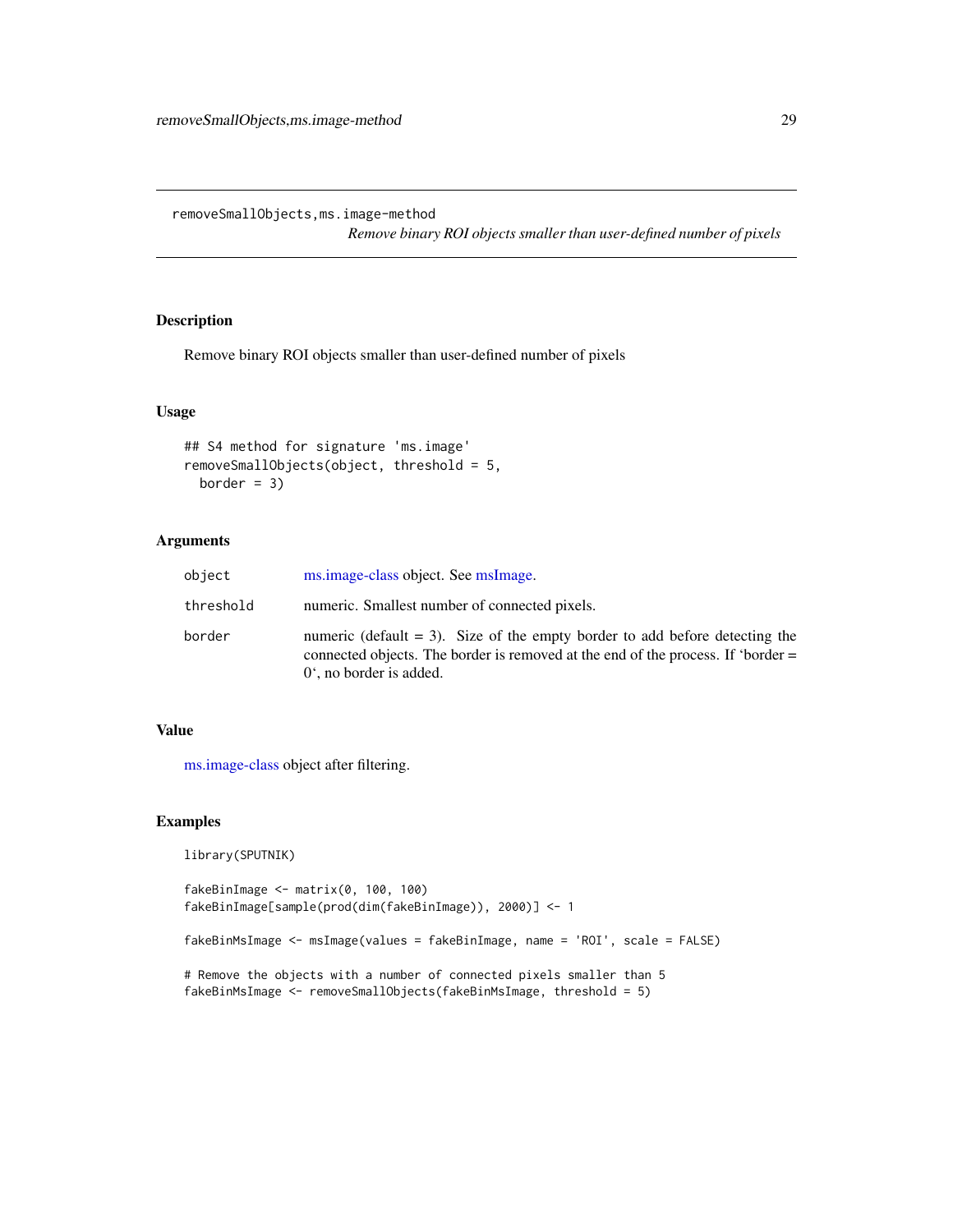# removeSmallObjects,ms.image-method

*Remove binary ROI objects smaller than user-defined number of pixels*

## Description

Remove binary ROI objects smaller than user-defined number of pixels

## Usage

```
## S4 method for signature 'ms.image'
removeSmallObjects(object, threshold = 5,
  border = 3)
```

## Arguments

| | |
|---|---|
| object | ms.image-class object. See msImage. |
| threshold | numeric. Smallest number of connected pixels. |
| border | numeric (default = 3). Size of the empty border to add before detecting the connected objects. The border is removed at the end of the process. If 'border = 0', no border is added. |

## Value

ms.image-class object after filtering.

## Examples

```
library(SPUTNIK)

fakeBinImage <- matrix(0, 100, 100)
fakeBinImage[sample(prod(dim(fakeBinImage)), 2000)] <- 1

fakeBinMsImage <- msImage(values = fakeBinImage, name = 'ROI', scale = FALSE)

# Remove the objects with a number of connected pixels smaller than 5
fakeBinMsImage <- removeSmallObjects(fakeBinMsImage, threshold = 5)
```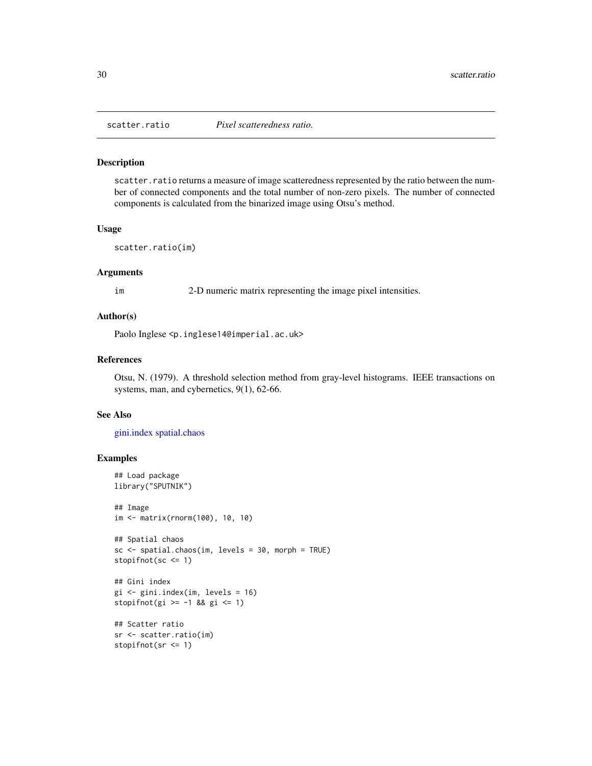scatter.ratio *Pixel scatteredness ratio.*

## Description

scatter.ratio returns a measure of image scatteredness represented by the ratio between the number of connected components and the total number of non-zero pixels. The number of connected components is calculated from the binarized image using Otsu's method.

## Usage

```
scatter.ratio(im)
```

## Arguments

| | |
|---|---|
| im | 2-D numeric matrix representing the image pixel intensities. |

## Author(s)

Paolo Inglese <p.inglese14@imperial.ac.uk>

## References

Otsu, N. (1979). A threshold selection method from gray-level histograms. IEEE transactions on systems, man, and cybernetics, 9(1), 62-66.

## See Also

gini.index spatial.chaos

## Examples

```
## Load package
library("SPUTNIK")

## Image
im <- matrix(rnorm(100), 10, 10)

## Spatial chaos
sc <- spatial.chaos(im, levels = 30, morph = TRUE)
stopifnot(sc <= 1)

## Gini index
gi <- gini.index(im, levels = 16)
stopifnot(gi >= -1 && gi <= 1)

## Scatter ratio
sr <- scatter.ratio(im)
stopifnot(sr <= 1)
```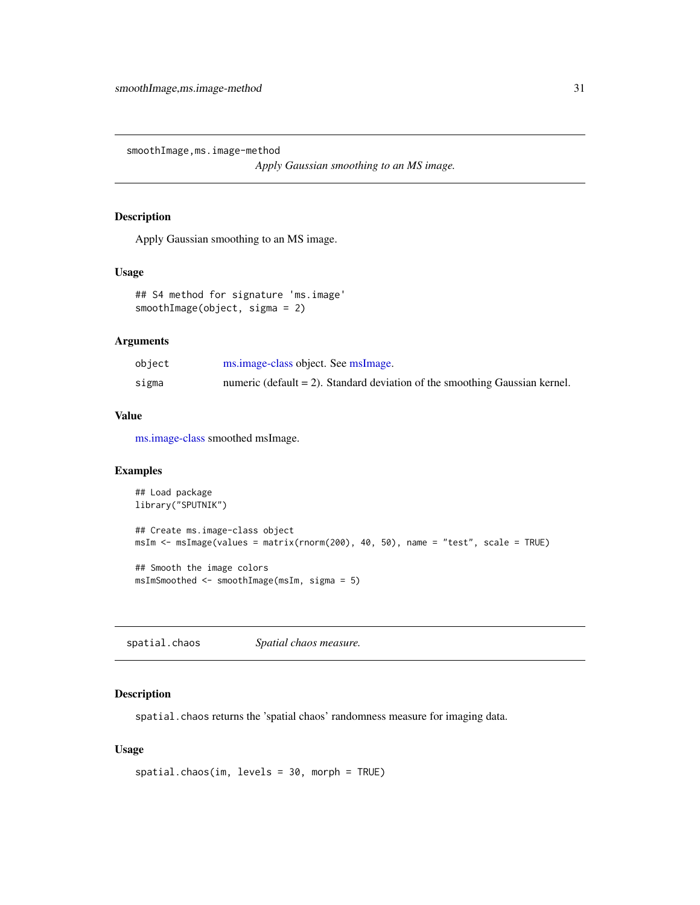## smoothImage,ms.image-method

*Apply Gaussian smoothing to an MS image.*

### Description

Apply Gaussian smoothing to an MS image.

### Usage

```
## S4 method for signature 'ms.image'
smoothImage(object, sigma = 2)
```

### Arguments

| | |
|---|---|
| `object` | ms.image-class object. See msImage. |
| `sigma` | numeric (default = 2). Standard deviation of the smoothing Gaussian kernel. |

### Value

ms.image-class smoothed msImage.

### Examples

```
## Load package
library("SPUTNIK")

## Create ms.image-class object
msIm <- msImage(values = matrix(rnorm(200), 40, 50), name = "test", scale = TRUE)

## Smooth the image colors
msImSmoothed <- smoothImage(msIm, sigma = 5)
```

## spatial.chaos

*Spatial chaos measure.*

### Description

`spatial.chaos` returns the 'spatial chaos' randomness measure for imaging data.

### Usage

```
spatial.chaos(im, levels = 30, morph = TRUE)
```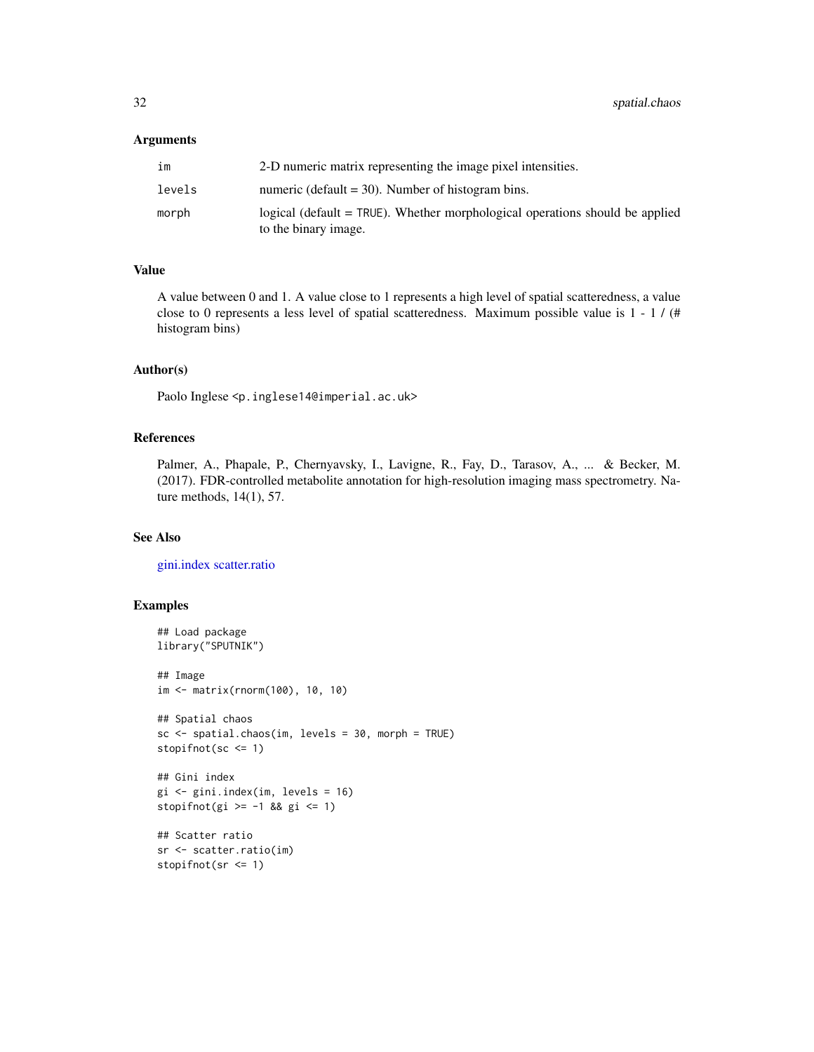## Arguments

| | |
|---|---|
| im | 2-D numeric matrix representing the image pixel intensities. |
| levels | numeric (default = 30). Number of histogram bins. |
| morph | logical (default = TRUE). Whether morphological operations should be applied to the binary image. |

## Value

A value between 0 and 1. A value close to 1 represents a high level of spatial scatteredness, a value close to 0 represents a less level of spatial scatteredness. Maximum possible value is 1 - 1 / (# histogram bins)

## Author(s)

Paolo Inglese <p.inglese14@imperial.ac.uk>

## References

Palmer, A., Phapale, P., Chernyavsky, I., Lavigne, R., Fay, D., Tarasov, A., ... & Becker, M. (2017). FDR-controlled metabolite annotation for high-resolution imaging mass spectrometry. Nature methods, 14(1), 57.

## See Also

gini.index scatter.ratio

## Examples

```
## Load package
library("SPUTNIK")

## Image
im <- matrix(rnorm(100), 10, 10)

## Spatial chaos
sc <- spatial.chaos(im, levels = 30, morph = TRUE)
stopifnot(sc <= 1)

## Gini index
gi <- gini.index(im, levels = 16)
stopifnot(gi >= -1 && gi <= 1)

## Scatter ratio
sr <- scatter.ratio(im)
stopifnot(sr <= 1)
```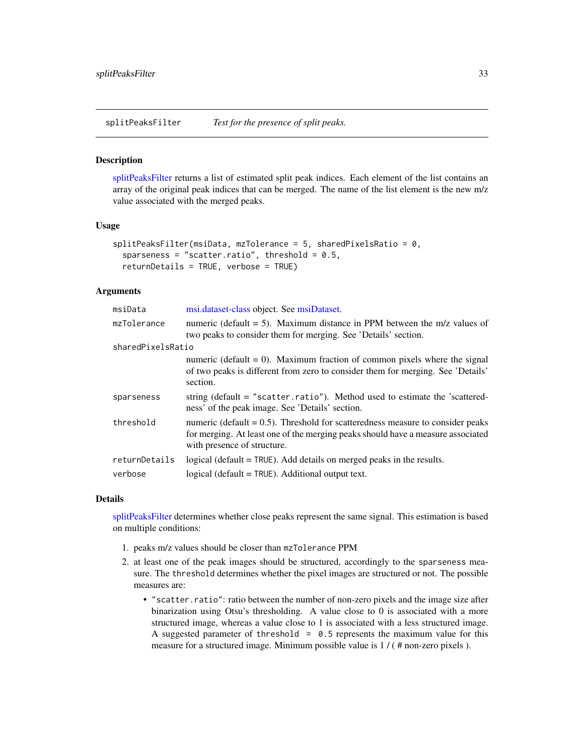## splitPeaksFilter — *Test for the presence of split peaks.*

### Description

splitPeaksFilter returns a list of estimated split peak indices. Each element of the list contains an array of the original peak indices that can be merged. The name of the list element is the new m/z value associated with the merged peaks.

### Usage

```
splitPeaksFilter(msiData, mzTolerance = 5, sharedPixelsRatio = 0,
  sparseness = "scatter.ratio", threshold = 0.5,
  returnDetails = TRUE, verbose = TRUE)
```

### Arguments

| Argument | Description |
|---|---|
| `msiData` | msi.dataset-class object. See msiDataset. |
| `mzTolerance` | numeric (default = 5). Maximum distance in PPM between the m/z values of two peaks to consider them for merging. See 'Details' section. |
| `sharedPixelsRatio` | numeric (default = 0). Maximum fraction of common pixels where the signal of two peaks is different from zero to consider them for merging. See 'Details' section. |
| `sparseness` | string (default = `"scatter.ratio"`). Method used to estimate the 'scatteredness' of the peak image. See 'Details' section. |
| `threshold` | numeric (default = 0.5). Threshold for scatteredness measure to consider peaks for merging. At least one of the merging peaks should have a measure associated with presence of structure. |
| `returnDetails` | logical (default = `TRUE`). Add details on merged peaks in the results. |
| `verbose` | logical (default = `TRUE`). Additional output text. |

### Details

splitPeaksFilter determines whether close peaks represent the same signal. This estimation is based on multiple conditions:

1. peaks m/z values should be closer than `mzTolerance` PPM
2. at least one of the peak images should be structured, accordingly to the `sparseness` measure. The `threshold` determines whether the pixel images are structured or not. The possible measures are:
   - `"scatter.ratio"`: ratio between the number of non-zero pixels and the image size after binarization using Otsu's thresholding. A value close to 0 is associated with a more structured image, whereas a value close to 1 is associated with a less structured image. A suggested parameter of `threshold = 0.5` represents the maximum value for this measure for a structured image. Minimum possible value is 1 / ( # non-zero pixels ).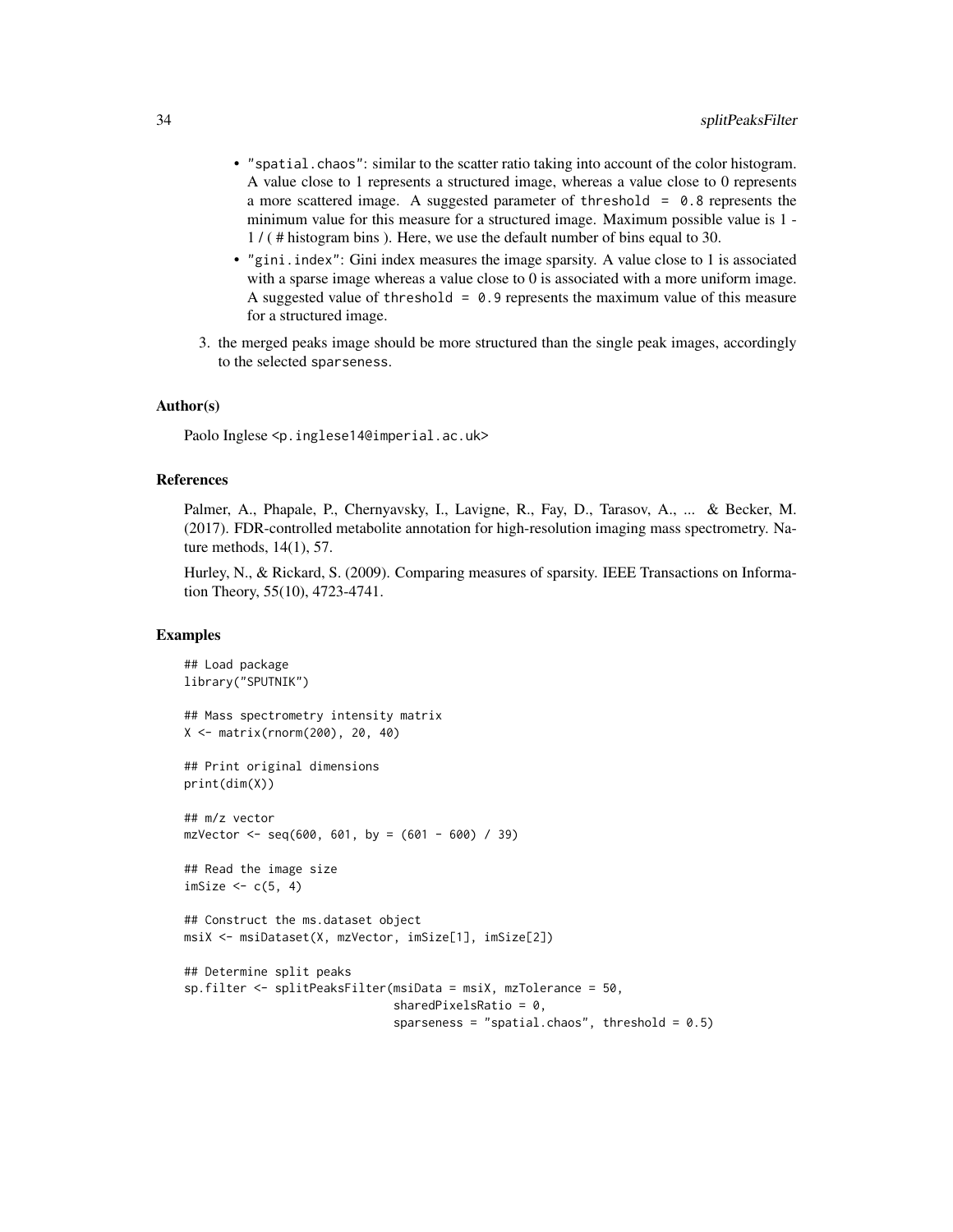- "spatial.chaos": similar to the scatter ratio taking into account of the color histogram. A value close to 1 represents a structured image, whereas a value close to 0 represents a more scattered image. A suggested parameter of threshold = 0.8 represents the minimum value for this measure for a structured image. Maximum possible value is 1 - 1 / ( # histogram bins ). Here, we use the default number of bins equal to 30.
- "gini.index": Gini index measures the image sparsity. A value close to 1 is associated with a sparse image whereas a value close to 0 is associated with a more uniform image. A suggested value of threshold = 0.9 represents the maximum value of this measure for a structured image.

3. the merged peaks image should be more structured than the single peak images, accordingly to the selected sparseness.

### Author(s)

Paolo Inglese <p.inglese14@imperial.ac.uk>

### References

Palmer, A., Phapale, P., Chernyavsky, I., Lavigne, R., Fay, D., Tarasov, A., ... & Becker, M. (2017). FDR-controlled metabolite annotation for high-resolution imaging mass spectrometry. Nature methods, 14(1), 57.

Hurley, N., & Rickard, S. (2009). Comparing measures of sparsity. IEEE Transactions on Information Theory, 55(10), 4723-4741.

### Examples

```
## Load package
library("SPUTNIK")

## Mass spectrometry intensity matrix
X <- matrix(rnorm(200), 20, 40)

## Print original dimensions
print(dim(X))

## m/z vector
mzVector <- seq(600, 601, by = (601 - 600) / 39)

## Read the image size
imSize <- c(5, 4)

## Construct the ms.dataset object
msiX <- msiDataset(X, mzVector, imSize[1], imSize[2])

## Determine split peaks
sp.filter <- splitPeaksFilter(msiData = msiX, mzTolerance = 50,
                              sharedPixelsRatio = 0,
                              sparseness = "spatial.chaos", threshold = 0.5)
```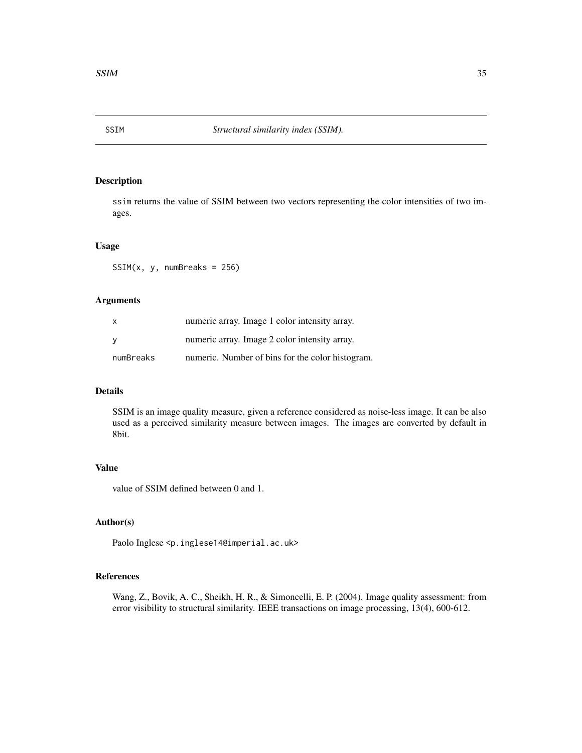SSIM *Structural similarity index (SSIM).*

## Description

ssim returns the value of SSIM between two vectors representing the color intensities of two images.

## Usage

```
SSIM(x, y, numBreaks = 256)
```

## Arguments

| | |
|---|---|
| x | numeric array. Image 1 color intensity array. |
| y | numeric array. Image 2 color intensity array. |
| numBreaks | numeric. Number of bins for the color histogram. |

## Details

SSIM is an image quality measure, given a reference considered as noise-less image. It can be also used as a perceived similarity measure between images. The images are converted by default in 8bit.

## Value

value of SSIM defined between 0 and 1.

## Author(s)

Paolo Inglese <p.inglese14@imperial.ac.uk>

## References

Wang, Z., Bovik, A. C., Sheikh, H. R., & Simoncelli, E. P. (2004). Image quality assessment: from error visibility to structural similarity. IEEE transactions on image processing, 13(4), 600-612.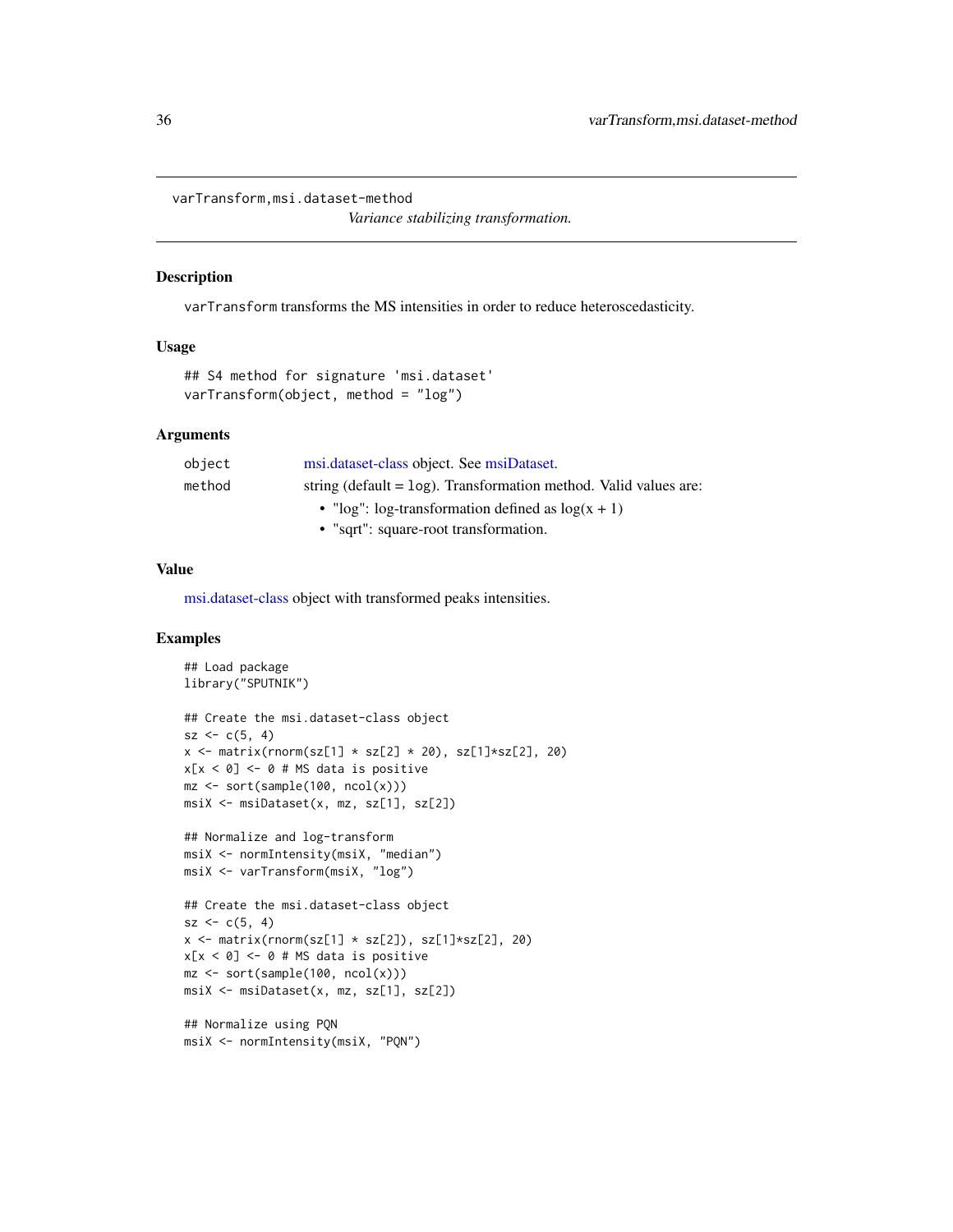varTransform,msi.dataset-method

*Variance stabilizing transformation.*

## Description

varTransform transforms the MS intensities in order to reduce heteroscedasticity.

## Usage

```
## S4 method for signature 'msi.dataset'
varTransform(object, method = "log")
```

## Arguments

| | |
|---|---|
| object | msi.dataset-class object. See msiDataset. |
| method | string (default = log). Transformation method. Valid values are: <br>• "log": log-transformation defined as log(x + 1) <br>• "sqrt": square-root transformation. |

## Value

msi.dataset-class object with transformed peaks intensities.

## Examples

```
## Load package
library("SPUTNIK")

## Create the msi.dataset-class object
sz <- c(5, 4)
x <- matrix(rnorm(sz[1] * sz[2] * 20), sz[1]*sz[2], 20)
x[x < 0] <- 0 # MS data is positive
mz <- sort(sample(100, ncol(x)))
msiX <- msiDataset(x, mz, sz[1], sz[2])

## Normalize and log-transform
msiX <- normIntensity(msiX, "median")
msiX <- varTransform(msiX, "log")

## Create the msi.dataset-class object
sz <- c(5, 4)
x <- matrix(rnorm(sz[1] * sz[2]), sz[1]*sz[2], 20)
x[x < 0] <- 0 # MS data is positive
mz <- sort(sample(100, ncol(x)))
msiX <- msiDataset(x, mz, sz[1], sz[2])

## Normalize using PQN
msiX <- normIntensity(msiX, "PQN")
```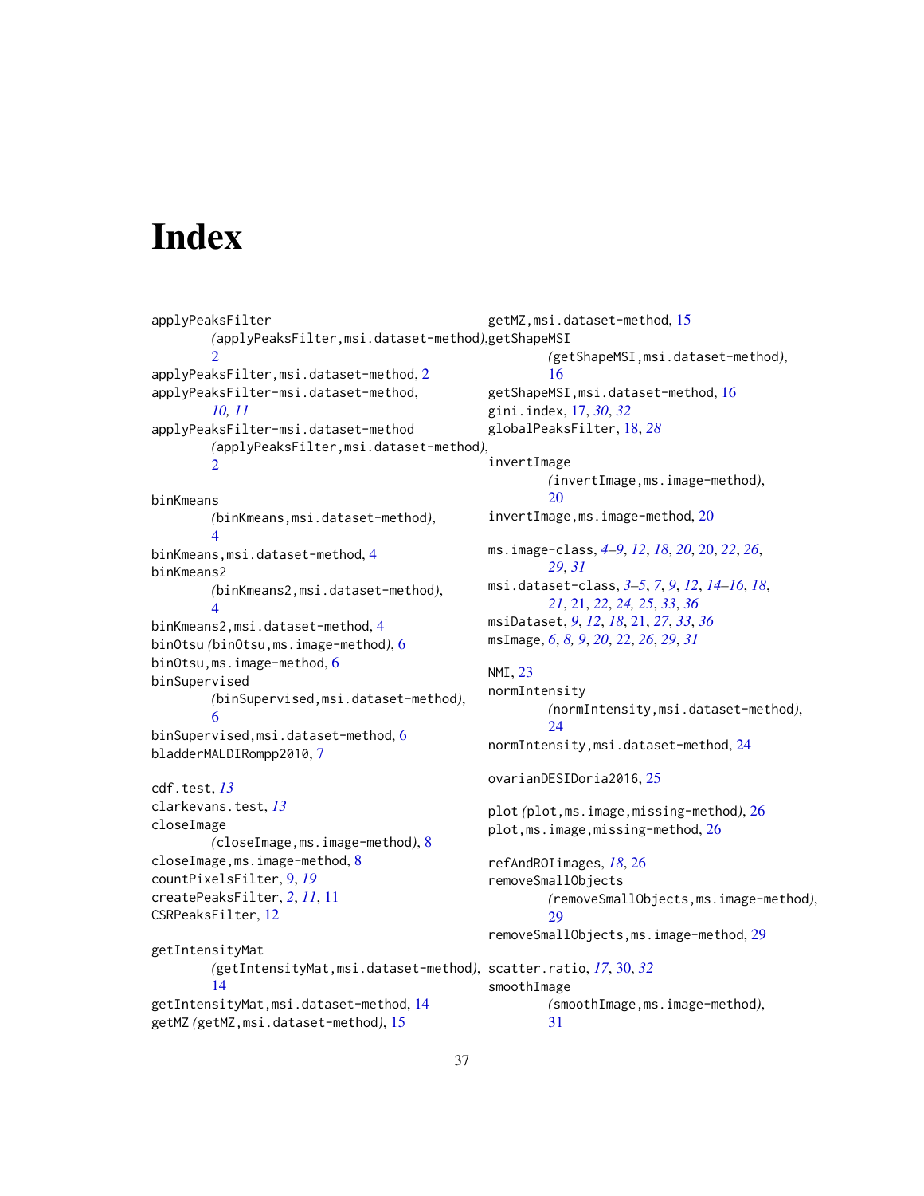# Index

applyPeaksFilter
*(*applyPeaksFilter,msi.dataset-method*)*, 2

applyPeaksFilter,msi.dataset-method, 2

applyPeaksFilter-msi.dataset-method, *10, 11*

applyPeaksFilter-msi.dataset-method
*(*applyPeaksFilter,msi.dataset-method*)*, 2

binKmeans
*(*binKmeans,msi.dataset-method*)*, 4

binKmeans,msi.dataset-method, 4

binKmeans2
*(*binKmeans2,msi.dataset-method*)*, 4

binKmeans2,msi.dataset-method, 4

binOtsu *(*binOtsu,ms.image-method*)*, 6

binOtsu,ms.image-method, 6

binSupervised
*(*binSupervised,msi.dataset-method*)*, 6

binSupervised,msi.dataset-method, 6

bladderMALDIRompp2010, 7

cdf.test, *13*

clarkevans.test, *13*

closeImage
*(*closeImage,ms.image-method*)*, 8

closeImage,ms.image-method, 8

countPixelsFilter, 9, *19*

createPeaksFilter, *2*, *11*, 11

CSRPeaksFilter, 12

getIntensityMat
*(*getIntensityMat,msi.dataset-method*)*, 14

getIntensityMat,msi.dataset-method, 14

getMZ *(*getMZ,msi.dataset-method*)*, 15

getMZ,msi.dataset-method, 15

getShapeMSI
*(*getShapeMSI,msi.dataset-method*)*, 16

getShapeMSI,msi.dataset-method, 16

gini.index, 17, *30*, *32*

globalPeaksFilter, 18, *28*

invertImage
*(*invertImage,ms.image-method*)*, 20

invertImage,ms.image-method, 20

ms.image-class, *4–9*, *12*, *18*, *20*, 20, *22*, *26*, *29*, *31*

msi.dataset-class, *3–5*, *7*, *9*, *12*, *14–16*, *18*, *21*, 21, *22*, *24, 25*, *33*, *36*

msiDataset, *9*, *12*, *18*, 21, *27*, *33*, *36*

msImage, *6*, *8, 9*, *20*, 22, *26*, *29*, *31*

NMI, 23

normIntensity
*(*normIntensity,msi.dataset-method*)*, 24

normIntensity,msi.dataset-method, 24

ovarianDESIDoria2016, 25

plot *(*plot,ms.image,missing-method*)*, 26

plot,ms.image,missing-method, 26

refAndROIimages, *18*, 26

removeSmallObjects
*(*removeSmallObjects,ms.image-method*)*, 29

removeSmallObjects,ms.image-method, 29

scatter.ratio, *17*, 30, *32*

smoothImage
*(*smoothImage,ms.image-method*)*, 31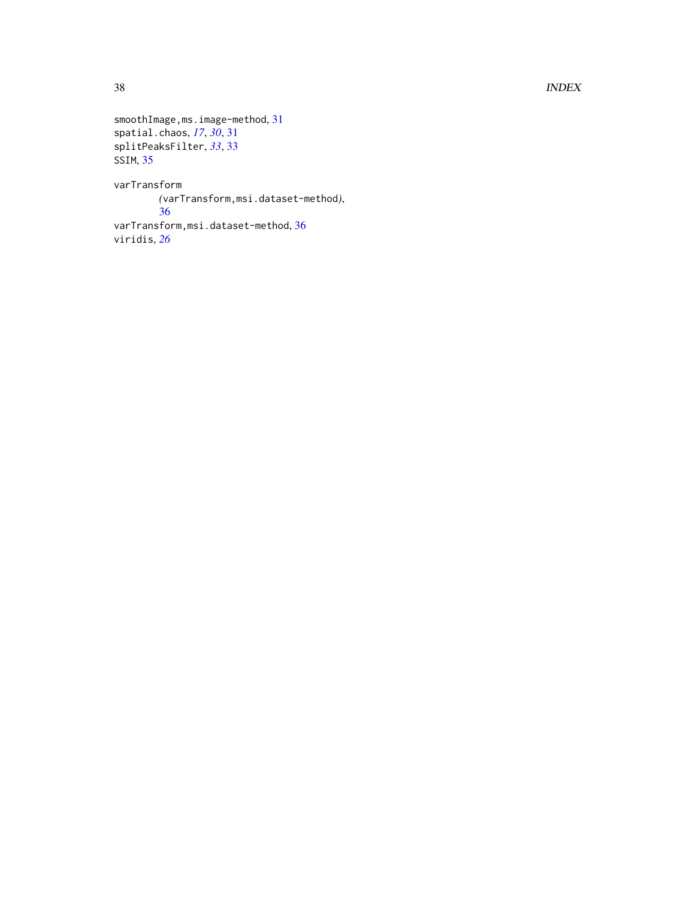smoothImage,ms.image-method, 31
spatial.chaos, *17*, *30*, 31
splitPeaksFilter, *33*, 33
SSIM, 35

varTransform
    *(*varTransform,msi.dataset-method*)*, 36
varTransform,msi.dataset-method, 36
viridis, *26*